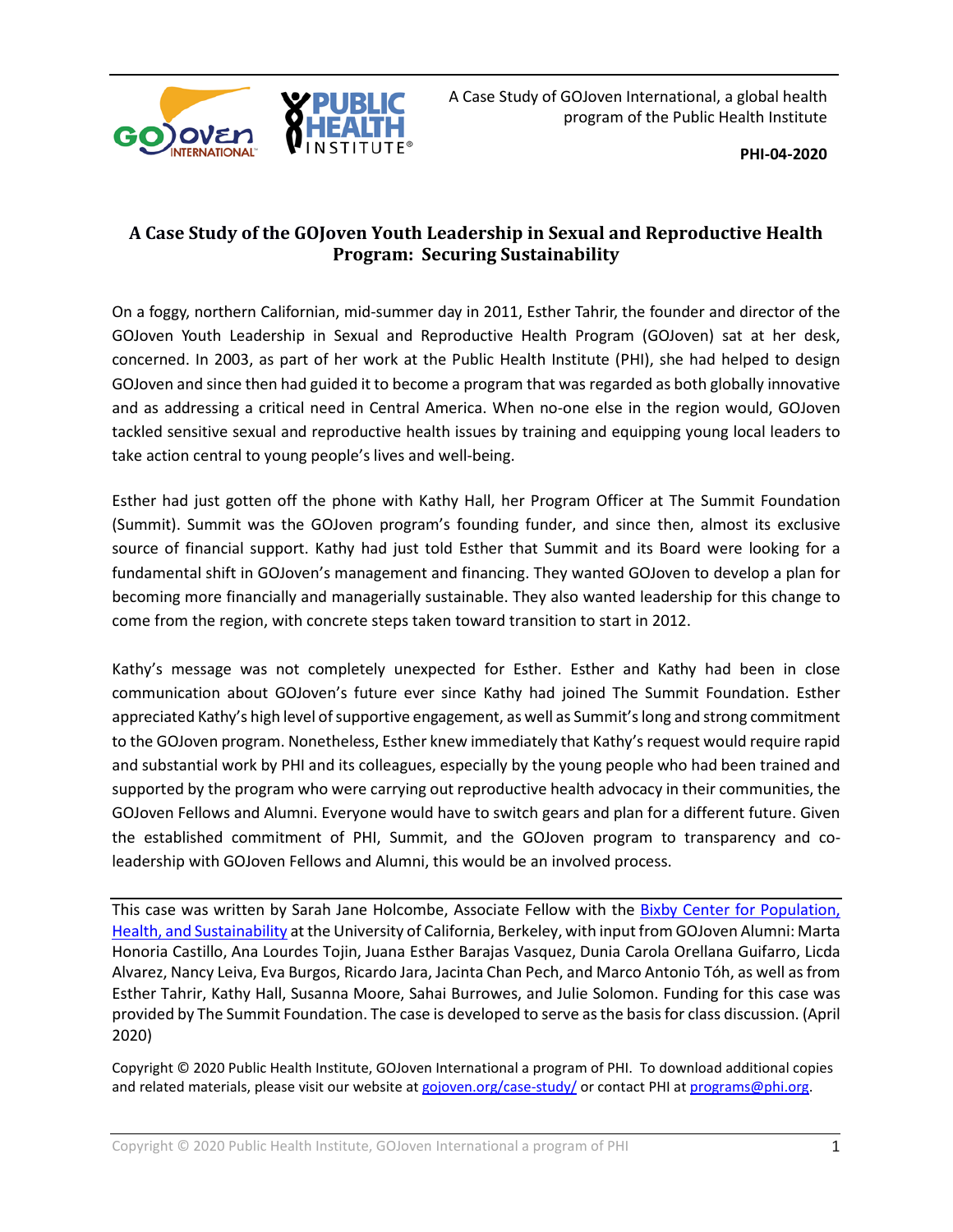A Case Study of GOJoven International, a global health program of the Public Health Institute

**PHI-04-2020**

# A Case Study of the GOJoven Youth Leadership in Sexual and Reproductive Health Program: Securing Sustainability

On a foggy, northern Californian, mid-summer day in 2011, Esther Tahrir, the founder and director of the GOJoven Youth Leadership in Sexual and Reproductive Health Program (GOJoven) sat at her desk, concerned. In 2003, as part of her work at the Public Health Institute (PHI), she had helped to design GOJoven and since then had guided it to become a program that was regarded as both globally innovative and as addressing a critical need in Central America. When no-one else in the region would, GOJoven tackled sensitive sexual and reproductive health issues by training and equipping young local leaders to take action central to young people's lives and well-being.

Esther had just gotten off the phone with Kathy Hall, her Program Officer at The Summit Foundation (Summit). Summit was the GOJoven program's founding funder, and since then, almost its exclusive source of financial support. Kathy had just told Esther that Summit and its Board were looking for a fundamental shift in GOJoven's management and financing. They wanted GOJoven to develop a plan for becoming more financially and managerially sustainable. They also wanted leadership for this change to come from the region, with concrete steps taken toward transition to start in 2012.

Kathy's message was not completely unexpected for Esther. Esther and Kathy had been in close communication about GOJoven's future ever since Kathy had joined The Summit Foundation. Esther appreciated Kathy's high level of supportive engagement, as well as Summit's long and strong commitment to the GOJoven program. Nonetheless, Esther knew immediately that Kathy's request would require rapid and substantial work by PHI and its colleagues, especially by the young people who had been trained and supported by the program who were carrying out reproductive health advocacy in their communities, the GOJoven Fellows and Alumni. Everyone would have to switch gears and plan for a different future. Given the established commitment of PHI, Summit, and the GOJoven program to transparency and co-leadership with GOJoven Fellows and Alumni, this would be an involved process.

---

This case was written by Sarah Jane Holcombe, Associate Fellow with the [Bixby Center for Population, Health, and Sustainability](#) at the University of California, Berkeley, with input from GOJoven Alumni: Marta Honoria Castillo, Ana Lourdes Tojin, Juana Esther Barajas Vasquez, Dunia Carola Orellana Guifarro, Licda Alvarez, Nancy Leiva, Eva Burgos, Ricardo Jara, Jacinta Chan Pech, and Marco Antonio Tóh, as well as from Esther Tahrir, Kathy Hall, Susanna Moore, Sahai Burrowes, and Julie Solomon. Funding for this case was provided by The Summit Foundation. The case is developed to serve as the basis for class discussion. (April 2020)

Copyright © 2020 Public Health Institute, GOJoven International a program of PHI. To download additional copies and related materials, please visit our website at gojoven.org/case-study/ or contact PHI at programs@phi.org.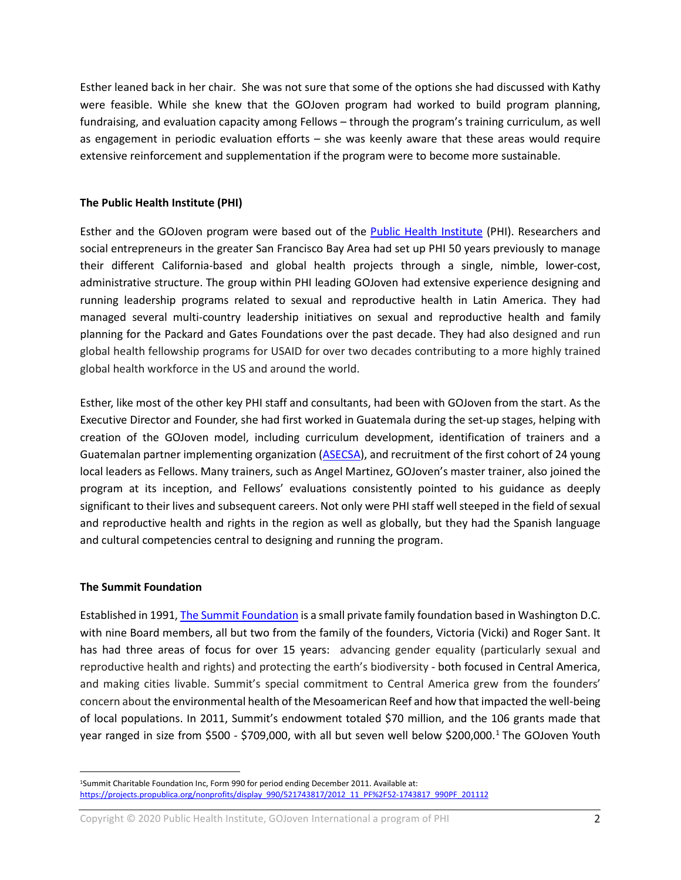Esther leaned back in her chair. She was not sure that some of the options she had discussed with Kathy were feasible. While she knew that the GOJoven program had worked to build program planning, fundraising, and evaluation capacity among Fellows – through the program's training curriculum, as well as engagement in periodic evaluation efforts – she was keenly aware that these areas would require extensive reinforcement and supplementation if the program were to become more sustainable.

**The Public Health Institute (PHI)**

Esther and the GOJoven program were based out of the Public Health Institute (PHI). Researchers and social entrepreneurs in the greater San Francisco Bay Area had set up PHI 50 years previously to manage their different California-based and global health projects through a single, nimble, lower-cost, administrative structure. The group within PHI leading GOJoven had extensive experience designing and running leadership programs related to sexual and reproductive health in Latin America. They had managed several multi-country leadership initiatives on sexual and reproductive health and family planning for the Packard and Gates Foundations over the past decade. They had also designed and run global health fellowship programs for USAID for over two decades contributing to a more highly trained global health workforce in the US and around the world.

Esther, like most of the other key PHI staff and consultants, had been with GOJoven from the start. As the Executive Director and Founder, she had first worked in Guatemala during the set-up stages, helping with creation of the GOJoven model, including curriculum development, identification of trainers and a Guatemalan partner implementing organization (ASECSA), and recruitment of the first cohort of 24 young local leaders as Fellows. Many trainers, such as Angel Martinez, GOJoven's master trainer, also joined the program at its inception, and Fellows' evaluations consistently pointed to his guidance as deeply significant to their lives and subsequent careers. Not only were PHI staff well steeped in the field of sexual and reproductive health and rights in the region as well as globally, but they had the Spanish language and cultural competencies central to designing and running the program.

**The Summit Foundation**

Established in 1991, The Summit Foundation is a small private family foundation based in Washington D.C. with nine Board members, all but two from the family of the founders, Victoria (Vicki) and Roger Sant. It has had three areas of focus for over 15 years: advancing gender equality (particularly sexual and reproductive health and rights) and protecting the earth's biodiversity - both focused in Central America, and making cities livable. Summit's special commitment to Central America grew from the founders' concern about the environmental health of the Mesoamerican Reef and how that impacted the well-being of local populations. In 2011, Summit's endowment totaled $70 million, and the 106 grants made that year ranged in size from $500 - $709,000, with all but seven well below $200,000.[1] The GOJoven Youth

[1] Summit Charitable Foundation Inc, Form 990 for period ending December 2011. Available at: https://projects.propublica.org/nonprofits/display_990/521743817/2012_11_PF%2F52-1743817_990PF_201112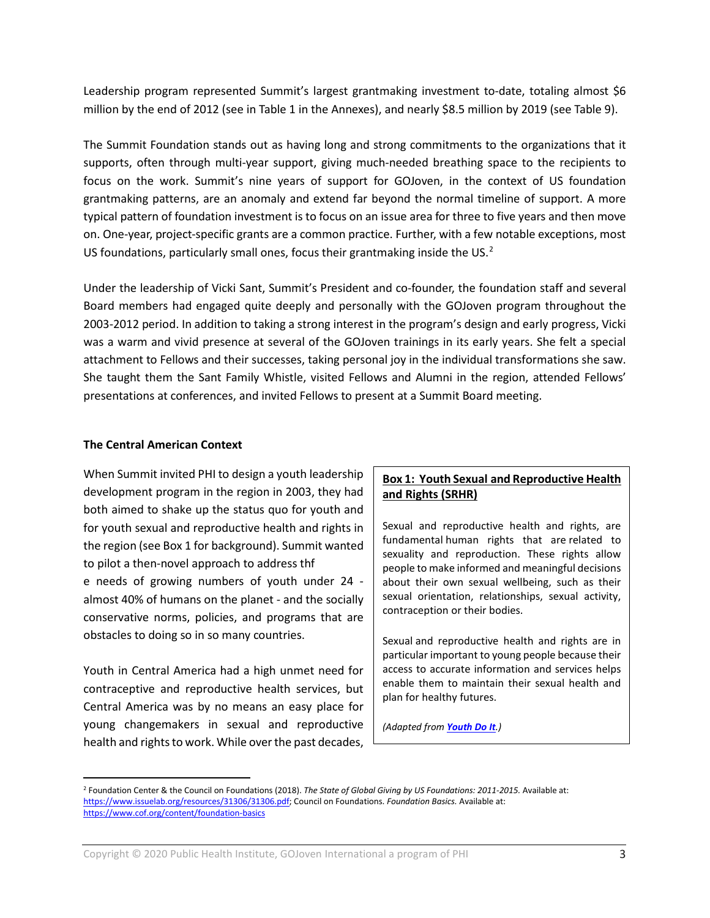Leadership program represented Summit's largest grantmaking investment to-date, totaling almost $6 million by the end of 2012 (see in Table 1 in the Annexes), and nearly $8.5 million by 2019 (see Table 9).

The Summit Foundation stands out as having long and strong commitments to the organizations that it supports, often through multi-year support, giving much-needed breathing space to the recipients to focus on the work. Summit's nine years of support for GOJoven, in the context of US foundation grantmaking patterns, are an anomaly and extend far beyond the normal timeline of support. A more typical pattern of foundation investment is to focus on an issue area for three to five years and then move on. One-year, project-specific grants are a common practice. Further, with a few notable exceptions, most US foundations, particularly small ones, focus their grantmaking inside the US.[2]

Under the leadership of Vicki Sant, Summit's President and co-founder, the foundation staff and several Board members had engaged quite deeply and personally with the GOJoven program throughout the 2003-2012 period. In addition to taking a strong interest in the program's design and early progress, Vicki was a warm and vivid presence at several of the GOJoven trainings in its early years. She felt a special attachment to Fellows and their successes, taking personal joy in the individual transformations she saw. She taught them the Sant Family Whistle, visited Fellows and Alumni in the region, attended Fellows' presentations at conferences, and invited Fellows to present at a Summit Board meeting.

**The Central American Context**

When Summit invited PHI to design a youth leadership development program in the region in 2003, they had both aimed to shake up the status quo for youth and for youth sexual and reproductive health and rights in the region (see Box 1 for background). Summit wanted to pilot a then-novel approach to address thf
e needs of growing numbers of youth under 24 - almost 40% of humans on the planet - and the socially conservative norms, policies, and programs that are obstacles to doing so in so many countries.

Youth in Central America had a high unmet need for contraceptive and reproductive health services, but Central America was by no means an easy place for young changemakers in sexual and reproductive health and rights to work. While over the past decades,

> **Box 1: Youth Sexual and Reproductive Health and Rights (SRHR)**
>
> Sexual and reproductive health and rights, are fundamental human rights that are related to sexuality and reproduction. These rights allow people to make informed and meaningful decisions about their own sexual wellbeing, such as their sexual orientation, relationships, sexual activity, contraception or their bodies.
>
> Sexual and reproductive health and rights are in particular important to young people because their access to accurate information and services helps enable them to maintain their sexual health and plan for healthy futures.
>
> *(Adapted from **Youth Do It**.)*

---

[2] Foundation Center & the Council on Foundations (2018). *The State of Global Giving by US Foundations: 2011-2015.* Available at: https://www.issuelab.org/resources/31306/31306.pdf; Council on Foundations. *Foundation Basics.* Available at: https://www.cof.org/content/foundation-basics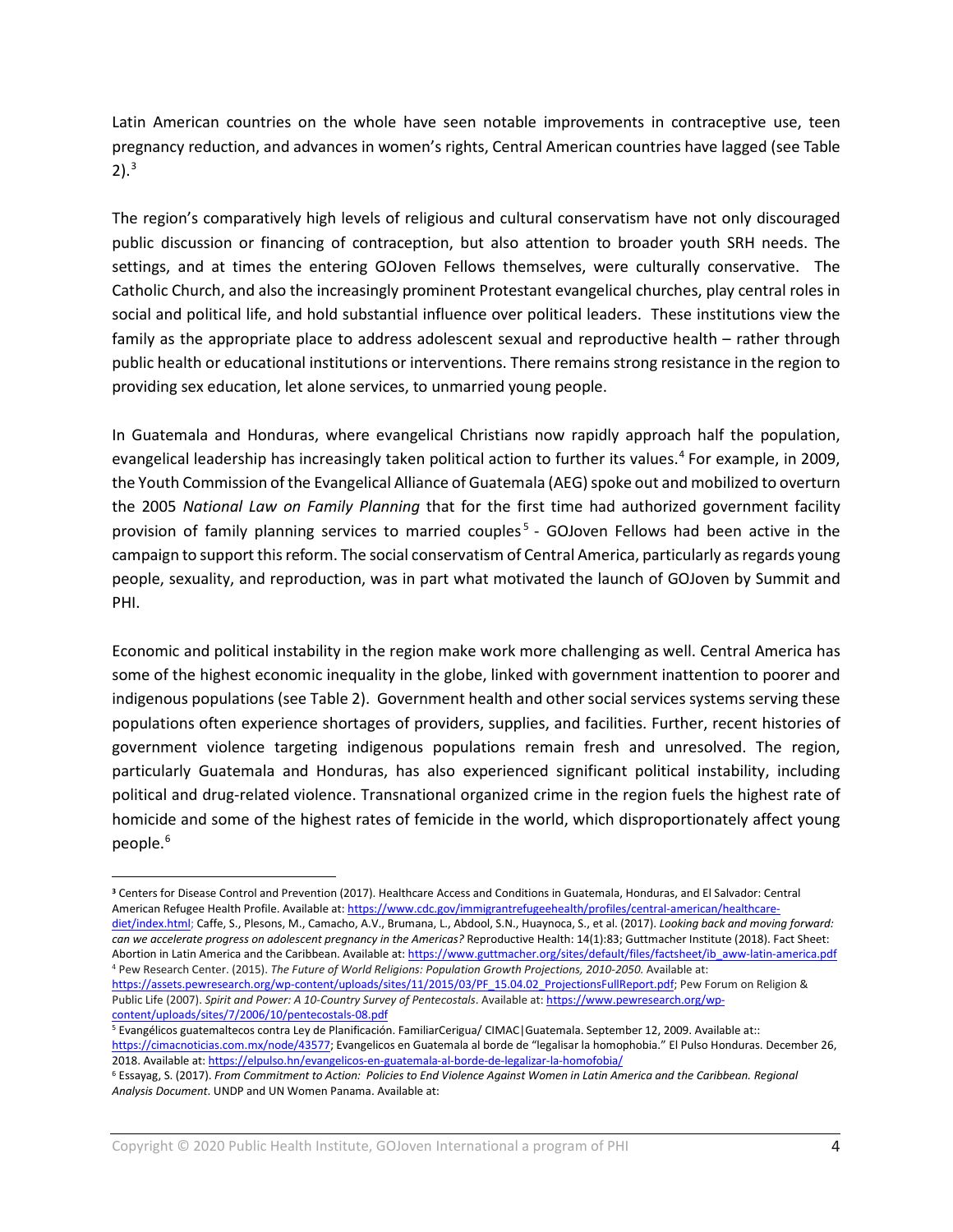Latin American countries on the whole have seen notable improvements in contraceptive use, teen pregnancy reduction, and advances in women's rights, Central American countries have lagged (see Table 2).[3]

The region's comparatively high levels of religious and cultural conservatism have not only discouraged public discussion or financing of contraception, but also attention to broader youth SRH needs. The settings, and at times the entering GOJoven Fellows themselves, were culturally conservative. The Catholic Church, and also the increasingly prominent Protestant evangelical churches, play central roles in social and political life, and hold substantial influence over political leaders. These institutions view the family as the appropriate place to address adolescent sexual and reproductive health – rather through public health or educational institutions or interventions. There remains strong resistance in the region to providing sex education, let alone services, to unmarried young people.

In Guatemala and Honduras, where evangelical Christians now rapidly approach half the population, evangelical leadership has increasingly taken political action to further its values.[4] For example, in 2009, the Youth Commission of the Evangelical Alliance of Guatemala (AEG) spoke out and mobilized to overturn the 2005 *National Law on Family Planning* that for the first time had authorized government facility provision of family planning services to married couples[5] - GOJoven Fellows had been active in the campaign to support this reform. The social conservatism of Central America, particularly as regards young people, sexuality, and reproduction, was in part what motivated the launch of GOJoven by Summit and PHI.

Economic and political instability in the region make work more challenging as well. Central America has some of the highest economic inequality in the globe, linked with government inattention to poorer and indigenous populations (see Table 2). Government health and other social services systems serving these populations often experience shortages of providers, supplies, and facilities. Further, recent histories of government violence targeting indigenous populations remain fresh and unresolved. The region, particularly Guatemala and Honduras, has also experienced significant political instability, including political and drug-related violence. Transnational organized crime in the region fuels the highest rate of homicide and some of the highest rates of femicide in the world, which disproportionately affect young people.[6]

---

[3] Centers for Disease Control and Prevention (2017). Healthcare Access and Conditions in Guatemala, Honduras, and El Salvador: Central American Refugee Health Profile. Available at: https://www.cdc.gov/immigrantrefugeehealth/profiles/central-american/healthcare-diet/index.html; Caffe, S., Plesons, M., Camacho, A.V., Brumana, L., Abdool, S.N., Huaynoca, S., et al. (2017). *Looking back and moving forward: can we accelerate progress on adolescent pregnancy in the Americas?* Reproductive Health: 14(1):83; Guttmacher Institute (2018). Fact Sheet: Abortion in Latin America and the Caribbean. Available at: https://www.guttmacher.org/sites/default/files/factsheet/ib_aww-latin-america.pdf

[4] Pew Research Center. (2015). *The Future of World Religions: Population Growth Projections, 2010-2050.* Available at: https://assets.pewresearch.org/wp-content/uploads/sites/11/2015/03/PF_15.04.02_ProjectionsFullReport.pdf; Pew Forum on Religion & Public Life (2007). *Spirit and Power: A 10-Country Survey of Pentecostals*. Available at: https://www.pewresearch.org/wp-content/uploads/sites/7/2006/10/pentecostals-08.pdf

[5] Evangélicos guatemaltecos contra Ley de Planificación. FamiliarCerigua/ CIMAC|Guatemala. September 12, 2009. Available at:: https://cimacnoticias.com.mx/node/43577; Evangelicos en Guatemala al borde de "legalisar la homophobia." El Pulso Honduras. December 26, 2018. Available at: https://elpulso.hn/evangelicos-en-guatemala-al-borde-de-legalizar-la-homofobia/

[6] Essayag, S. (2017). *From Commitment to Action: Policies to End Violence Against Women in Latin America and the Caribbean. Regional Analysis Document*. UNDP and UN Women Panama. Available at: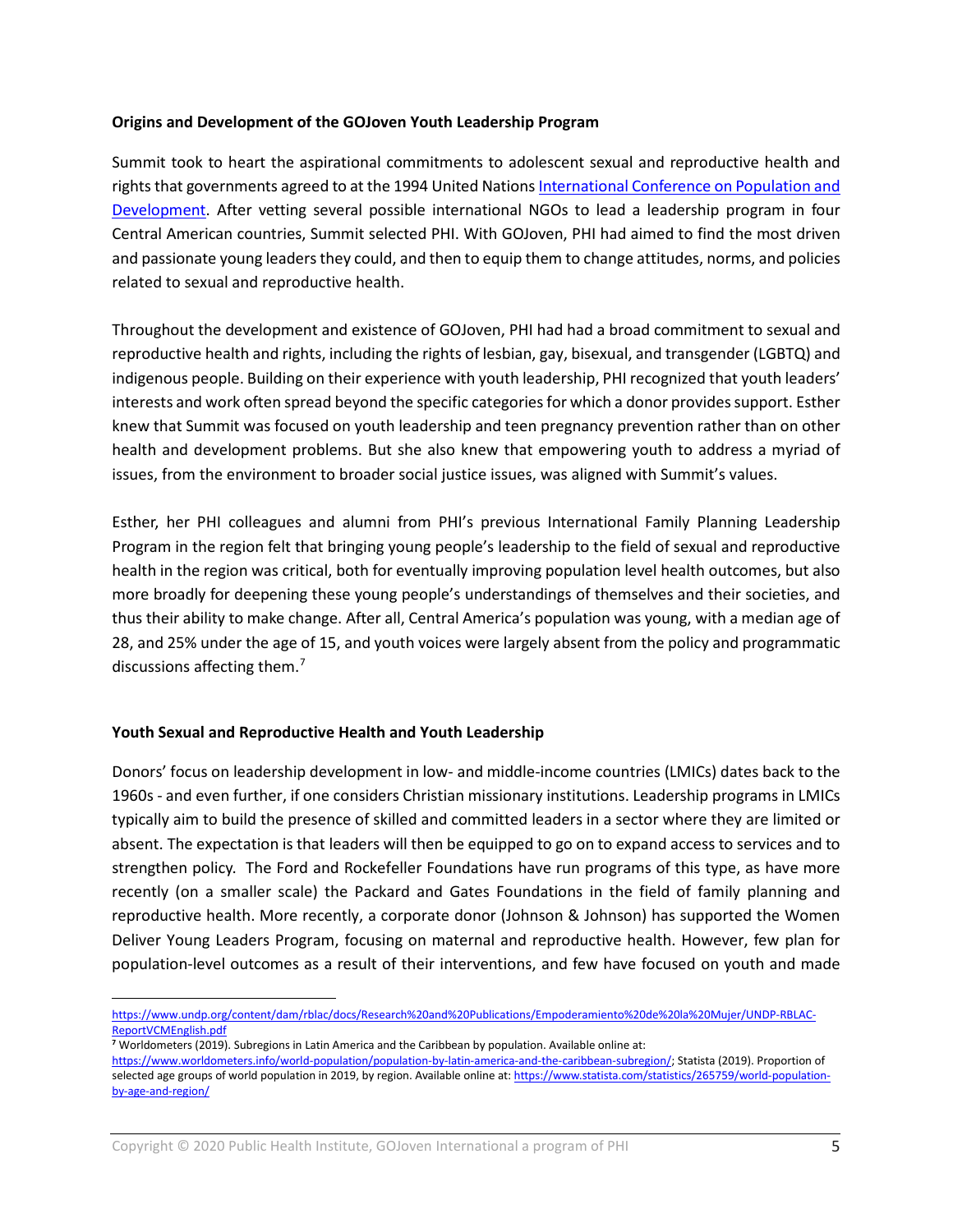**Origins and Development of the GOJoven Youth Leadership Program**

Summit took to heart the aspirational commitments to adolescent sexual and reproductive health and rights that governments agreed to at the 1994 United Nations International Conference on Population and Development. After vetting several possible international NGOs to lead a leadership program in four Central American countries, Summit selected PHI. With GOJoven, PHI had aimed to find the most driven and passionate young leaders they could, and then to equip them to change attitudes, norms, and policies related to sexual and reproductive health.

Throughout the development and existence of GOJoven, PHI had had a broad commitment to sexual and reproductive health and rights, including the rights of lesbian, gay, bisexual, and transgender (LGBTQ) and indigenous people. Building on their experience with youth leadership, PHI recognized that youth leaders' interests and work often spread beyond the specific categories for which a donor provides support. Esther knew that Summit was focused on youth leadership and teen pregnancy prevention rather than on other health and development problems. But she also knew that empowering youth to address a myriad of issues, from the environment to broader social justice issues, was aligned with Summit's values.

Esther, her PHI colleagues and alumni from PHI's previous International Family Planning Leadership Program in the region felt that bringing young people's leadership to the field of sexual and reproductive health in the region was critical, both for eventually improving population level health outcomes, but also more broadly for deepening these young people's understandings of themselves and their societies, and thus their ability to make change. After all, Central America's population was young, with a median age of 28, and 25% under the age of 15, and youth voices were largely absent from the policy and programmatic discussions affecting them.[7]

**Youth Sexual and Reproductive Health and Youth Leadership**

Donors' focus on leadership development in low- and middle-income countries (LMICs) dates back to the 1960s - and even further, if one considers Christian missionary institutions. Leadership programs in LMICs typically aim to build the presence of skilled and committed leaders in a sector where they are limited or absent. The expectation is that leaders will then be equipped to go on to expand access to services and to strengthen policy. The Ford and Rockefeller Foundations have run programs of this type, as have more recently (on a smaller scale) the Packard and Gates Foundations in the field of family planning and reproductive health. More recently, a corporate donor (Johnson & Johnson) has supported the Women Deliver Young Leaders Program, focusing on maternal and reproductive health. However, few plan for population-level outcomes as a result of their interventions, and few have focused on youth and made

---

https://www.undp.org/content/dam/rblac/docs/Research%20and%20Publications/Empoderamiento%20de%20la%20Mujer/UNDP-RBLAC-ReportVCMEnglish.pdf

[7] Worldometers (2019). Subregions in Latin America and the Caribbean by population. Available online at: https://www.worldometers.info/world-population/population-by-latin-america-and-the-caribbean-subregion/; Statista (2019). Proportion of selected age groups of world population in 2019, by region. Available online at: https://www.statista.com/statistics/265759/world-population-by-age-and-region/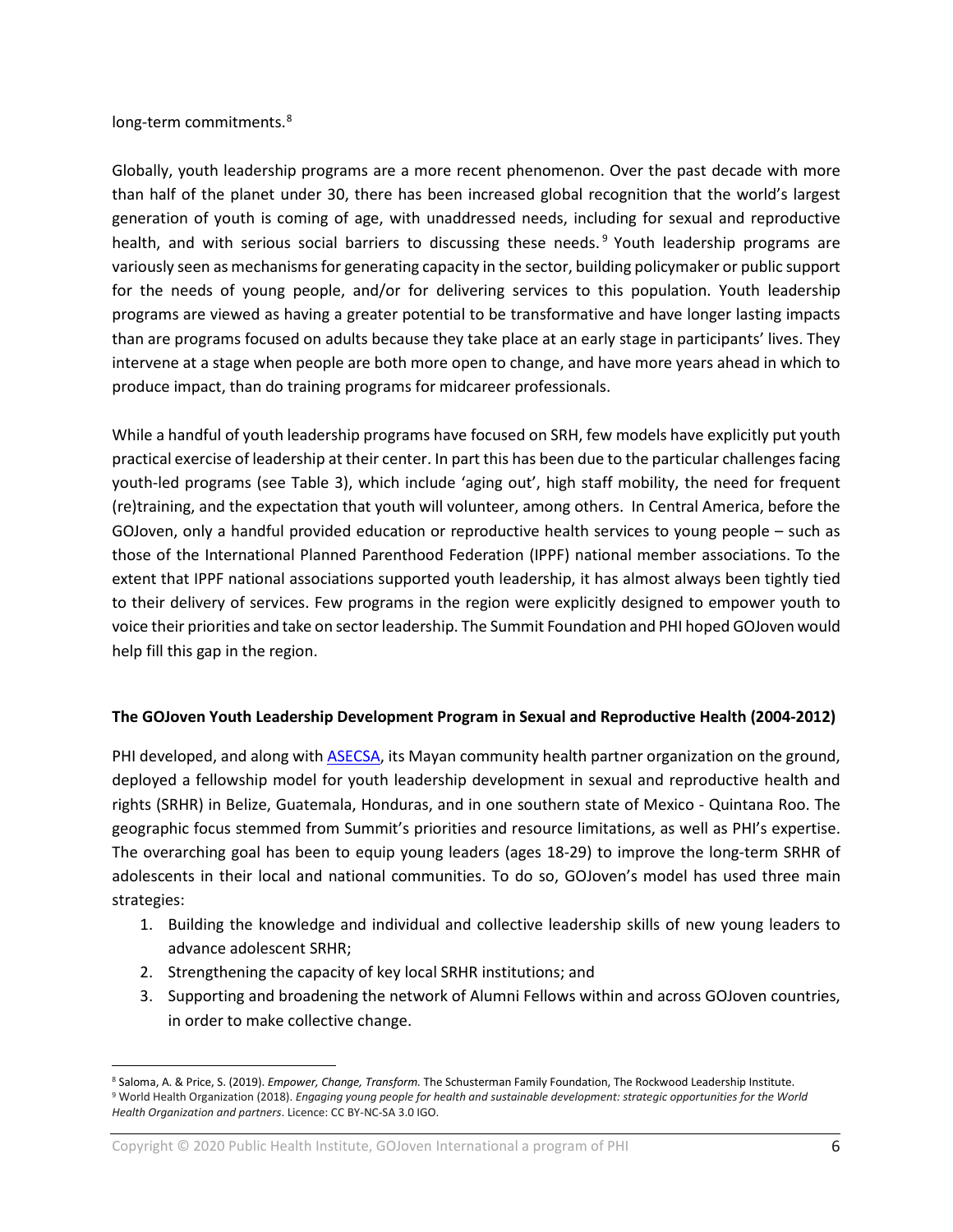long-term commitments.[8]

Globally, youth leadership programs are a more recent phenomenon. Over the past decade with more than half of the planet under 30, there has been increased global recognition that the world's largest generation of youth is coming of age, with unaddressed needs, including for sexual and reproductive health, and with serious social barriers to discussing these needs.[9] Youth leadership programs are variously seen as mechanisms for generating capacity in the sector, building policymaker or public support for the needs of young people, and/or for delivering services to this population. Youth leadership programs are viewed as having a greater potential to be transformative and have longer lasting impacts than are programs focused on adults because they take place at an early stage in participants' lives. They intervene at a stage when people are both more open to change, and have more years ahead in which to produce impact, than do training programs for midcareer professionals.

While a handful of youth leadership programs have focused on SRH, few models have explicitly put youth practical exercise of leadership at their center. In part this has been due to the particular challenges facing youth-led programs (see Table 3), which include 'aging out', high staff mobility, the need for frequent (re)training, and the expectation that youth will volunteer, among others. In Central America, before the GOJoven, only a handful provided education or reproductive health services to young people – such as those of the International Planned Parenthood Federation (IPPF) national member associations. To the extent that IPPF national associations supported youth leadership, it has almost always been tightly tied to their delivery of services. Few programs in the region were explicitly designed to empower youth to voice their priorities and take on sector leadership. The Summit Foundation and PHI hoped GOJoven would help fill this gap in the region.

**The GOJoven Youth Leadership Development Program in Sexual and Reproductive Health (2004-2012)**

PHI developed, and along with ASECSA, its Mayan community health partner organization on the ground, deployed a fellowship model for youth leadership development in sexual and reproductive health and rights (SRHR) in Belize, Guatemala, Honduras, and in one southern state of Mexico - Quintana Roo. The geographic focus stemmed from Summit's priorities and resource limitations, as well as PHI's expertise. The overarching goal has been to equip young leaders (ages 18-29) to improve the long-term SRHR of adolescents in their local and national communities. To do so, GOJoven's model has used three main strategies:

1. Building the knowledge and individual and collective leadership skills of new young leaders to advance adolescent SRHR;
2. Strengthening the capacity of key local SRHR institutions; and
3. Supporting and broadening the network of Alumni Fellows within and across GOJoven countries, in order to make collective change.

---

[8] Saloma, A. & Price, S. (2019). *Empower, Change, Transform.* The Schusterman Family Foundation, The Rockwood Leadership Institute.

[9] World Health Organization (2018). *Engaging young people for health and sustainable development: strategic opportunities for the World Health Organization and partners*. Licence: CC BY-NC-SA 3.0 IGO.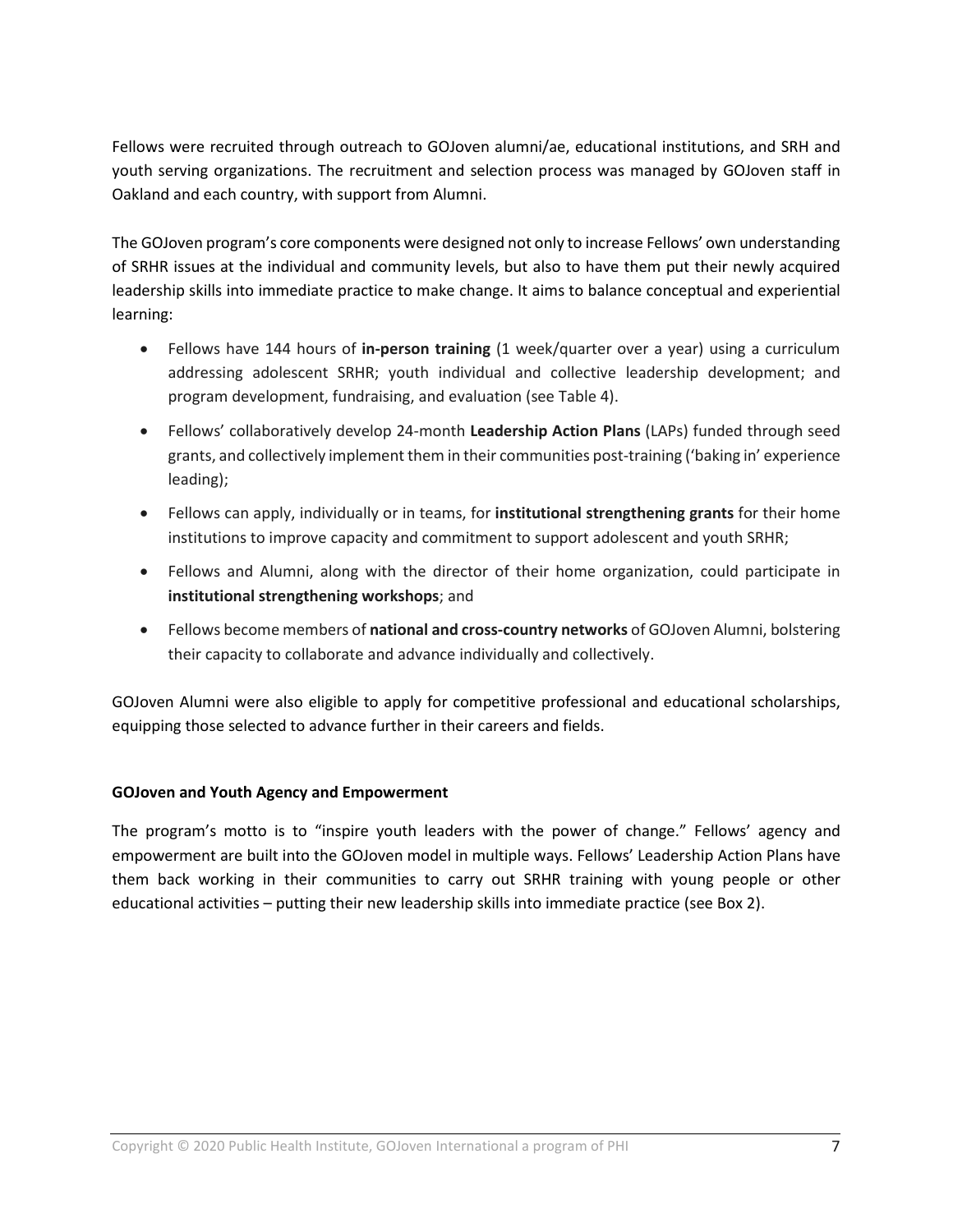Fellows were recruited through outreach to GOJoven alumni/ae, educational institutions, and SRH and youth serving organizations. The recruitment and selection process was managed by GOJoven staff in Oakland and each country, with support from Alumni.

The GOJoven program's core components were designed not only to increase Fellows' own understanding of SRHR issues at the individual and community levels, but also to have them put their newly acquired leadership skills into immediate practice to make change. It aims to balance conceptual and experiential learning:

- Fellows have 144 hours of **in-person training** (1 week/quarter over a year) using a curriculum addressing adolescent SRHR; youth individual and collective leadership development; and program development, fundraising, and evaluation (see Table 4).
- Fellows' collaboratively develop 24-month **Leadership Action Plans** (LAPs) funded through seed grants, and collectively implement them in their communities post-training ('baking in' experience leading);
- Fellows can apply, individually or in teams, for **institutional strengthening grants** for their home institutions to improve capacity and commitment to support adolescent and youth SRHR;
- Fellows and Alumni, along with the director of their home organization, could participate in **institutional strengthening workshops**; and
- Fellows become members of **national and cross-country networks** of GOJoven Alumni, bolstering their capacity to collaborate and advance individually and collectively.

GOJoven Alumni were also eligible to apply for competitive professional and educational scholarships, equipping those selected to advance further in their careers and fields.

**GOJoven and Youth Agency and Empowerment**

The program's motto is to "inspire youth leaders with the power of change." Fellows' agency and empowerment are built into the GOJoven model in multiple ways. Fellows' Leadership Action Plans have them back working in their communities to carry out SRHR training with young people or other educational activities – putting their new leadership skills into immediate practice (see Box 2).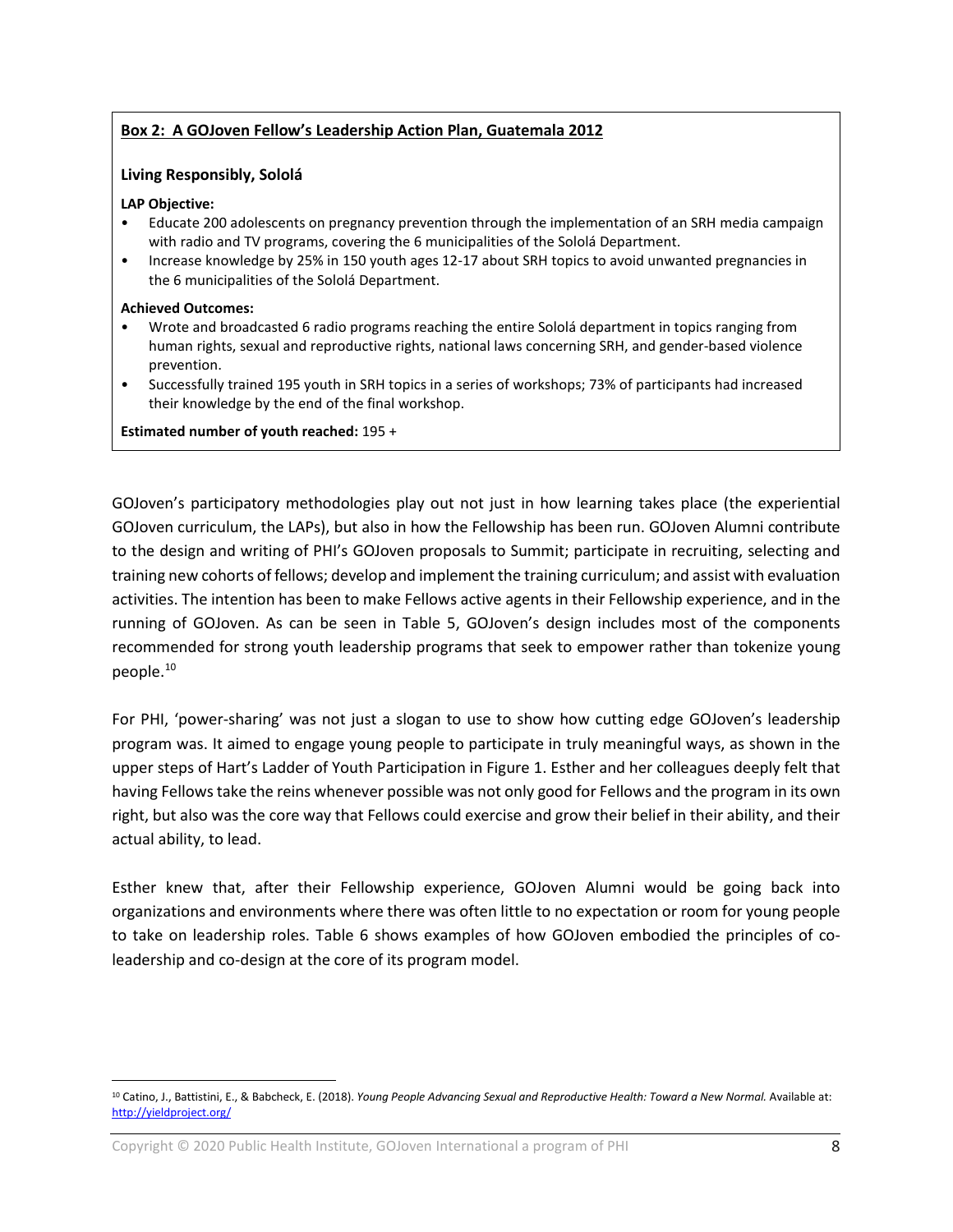**Box 2: A GOJoven Fellow's Leadership Action Plan, Guatemala 2012**

**Living Responsibly, Sololá**

**LAP Objective:**

- Educate 200 adolescents on pregnancy prevention through the implementation of an SRH media campaign with radio and TV programs, covering the 6 municipalities of the Sololá Department.
- Increase knowledge by 25% in 150 youth ages 12-17 about SRH topics to avoid unwanted pregnancies in the 6 municipalities of the Sololá Department.

**Achieved Outcomes:**

- Wrote and broadcasted 6 radio programs reaching the entire Sololá department in topics ranging from human rights, sexual and reproductive rights, national laws concerning SRH, and gender-based violence prevention.
- Successfully trained 195 youth in SRH topics in a series of workshops; 73% of participants had increased their knowledge by the end of the final workshop.

**Estimated number of youth reached:** 195 +

GOJoven's participatory methodologies play out not just in how learning takes place (the experiential GOJoven curriculum, the LAPs), but also in how the Fellowship has been run. GOJoven Alumni contribute to the design and writing of PHI's GOJoven proposals to Summit; participate in recruiting, selecting and training new cohorts of fellows; develop and implement the training curriculum; and assist with evaluation activities. The intention has been to make Fellows active agents in their Fellowship experience, and in the running of GOJoven. As can be seen in Table 5, GOJoven's design includes most of the components recommended for strong youth leadership programs that seek to empower rather than tokenize young people.[10]

For PHI, 'power-sharing' was not just a slogan to use to show how cutting edge GOJoven's leadership program was. It aimed to engage young people to participate in truly meaningful ways, as shown in the upper steps of Hart's Ladder of Youth Participation in Figure 1. Esther and her colleagues deeply felt that having Fellows take the reins whenever possible was not only good for Fellows and the program in its own right, but also was the core way that Fellows could exercise and grow their belief in their ability, and their actual ability, to lead.

Esther knew that, after their Fellowship experience, GOJoven Alumni would be going back into organizations and environments where there was often little to no expectation or room for young people to take on leadership roles. Table 6 shows examples of how GOJoven embodied the principles of co-leadership and co-design at the core of its program model.

[10] Catino, J., Battistini, E., & Babcheck, E. (2018). *Young People Advancing Sexual and Reproductive Health: Toward a New Normal.* Available at: http://yieldproject.org/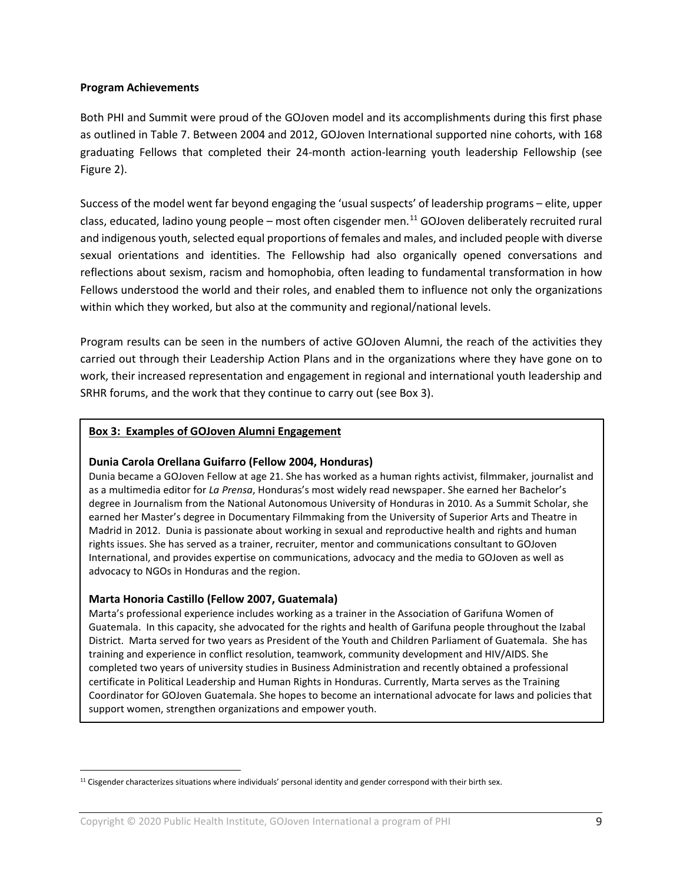**Program Achievements**

Both PHI and Summit were proud of the GOJoven model and its accomplishments during this first phase as outlined in Table 7. Between 2004 and 2012, GOJoven International supported nine cohorts, with 168 graduating Fellows that completed their 24-month action-learning youth leadership Fellowship (see Figure 2).

Success of the model went far beyond engaging the 'usual suspects' of leadership programs – elite, upper class, educated, ladino young people – most often cisgender men.[11] GOJoven deliberately recruited rural and indigenous youth, selected equal proportions of females and males, and included people with diverse sexual orientations and identities. The Fellowship had also organically opened conversations and reflections about sexism, racism and homophobia, often leading to fundamental transformation in how Fellows understood the world and their roles, and enabled them to influence not only the organizations within which they worked, but also at the community and regional/national levels.

Program results can be seen in the numbers of active GOJoven Alumni, the reach of the activities they carried out through their Leadership Action Plans and in the organizations where they have gone on to work, their increased representation and engagement in regional and international youth leadership and SRHR forums, and the work that they continue to carry out (see Box 3).

**Box 3: Examples of GOJoven Alumni Engagement**

**Dunia Carola Orellana Guifarro (Fellow 2004, Honduras)**

Dunia became a GOJoven Fellow at age 21. She has worked as a human rights activist, filmmaker, journalist and as a multimedia editor for *La Prensa*, Honduras's most widely read newspaper. She earned her Bachelor's degree in Journalism from the National Autonomous University of Honduras in 2010. As a Summit Scholar, she earned her Master's degree in Documentary Filmmaking from the University of Superior Arts and Theatre in Madrid in 2012. Dunia is passionate about working in sexual and reproductive health and rights and human rights issues. She has served as a trainer, recruiter, mentor and communications consultant to GOJoven International, and provides expertise on communications, advocacy and the media to GOJoven as well as advocacy to NGOs in Honduras and the region.

**Marta Honoria Castillo (Fellow 2007, Guatemala)**

Marta's professional experience includes working as a trainer in the Association of Garifuna Women of Guatemala. In this capacity, she advocated for the rights and health of Garifuna people throughout the Izabal District. Marta served for two years as President of the Youth and Children Parliament of Guatemala. She has training and experience in conflict resolution, teamwork, community development and HIV/AIDS. She completed two years of university studies in Business Administration and recently obtained a professional certificate in Political Leadership and Human Rights in Honduras. Currently, Marta serves as the Training Coordinator for GOJoven Guatemala. She hopes to become an international advocate for laws and policies that support women, strengthen organizations and empower youth.

[11] Cisgender characterizes situations where individuals' personal identity and gender correspond with their birth sex.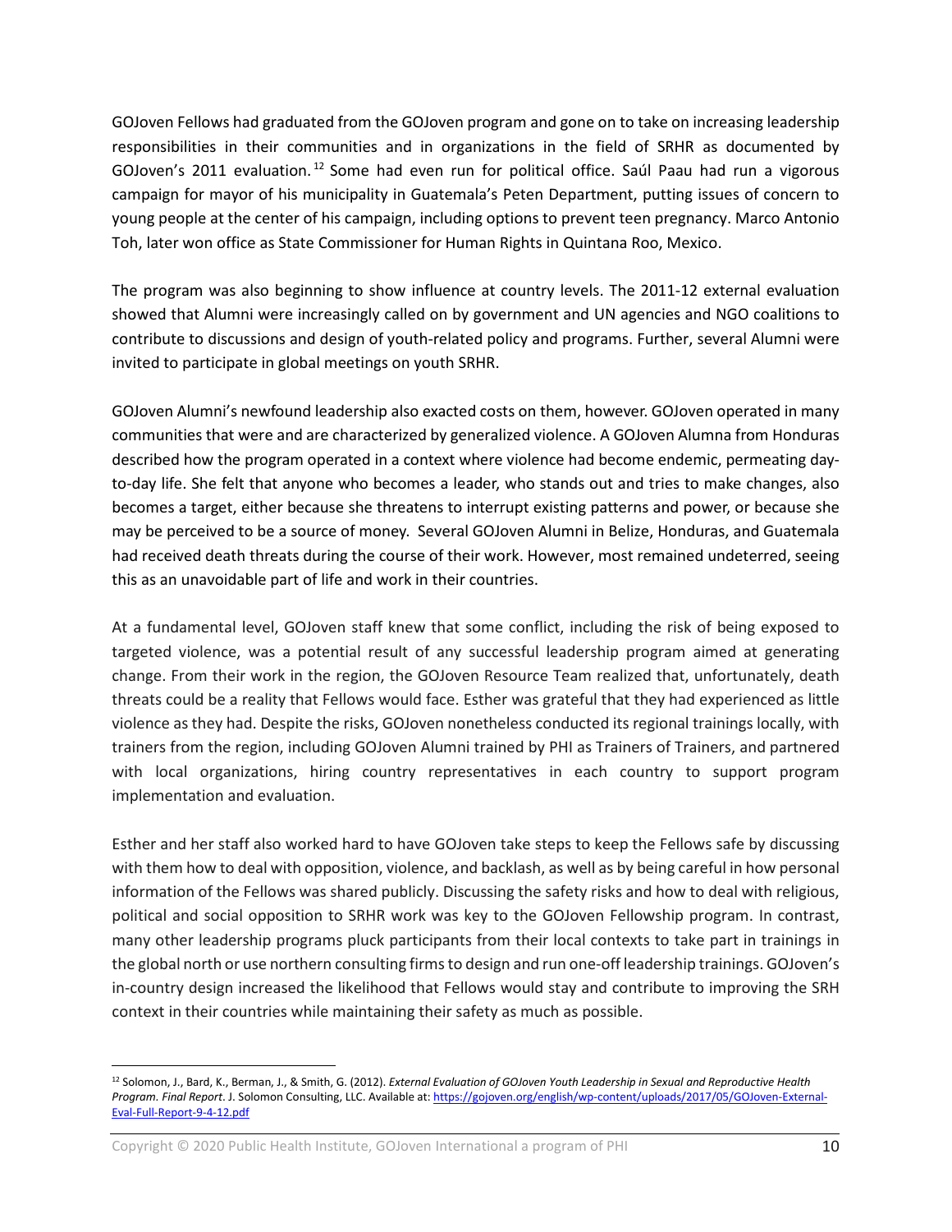GOJoven Fellows had graduated from the GOJoven program and gone on to take on increasing leadership responsibilities in their communities and in organizations in the field of SRHR as documented by GOJoven's 2011 evaluation.[12] Some had even run for political office. Saúl Paau had run a vigorous campaign for mayor of his municipality in Guatemala's Peten Department, putting issues of concern to young people at the center of his campaign, including options to prevent teen pregnancy. Marco Antonio Toh, later won office as State Commissioner for Human Rights in Quintana Roo, Mexico.

The program was also beginning to show influence at country levels. The 2011-12 external evaluation showed that Alumni were increasingly called on by government and UN agencies and NGO coalitions to contribute to discussions and design of youth-related policy and programs. Further, several Alumni were invited to participate in global meetings on youth SRHR.

GOJoven Alumni's newfound leadership also exacted costs on them, however. GOJoven operated in many communities that were and are characterized by generalized violence. A GOJoven Alumna from Honduras described how the program operated in a context where violence had become endemic, permeating day-to-day life. She felt that anyone who becomes a leader, who stands out and tries to make changes, also becomes a target, either because she threatens to interrupt existing patterns and power, or because she may be perceived to be a source of money. Several GOJoven Alumni in Belize, Honduras, and Guatemala had received death threats during the course of their work. However, most remained undeterred, seeing this as an unavoidable part of life and work in their countries.

At a fundamental level, GOJoven staff knew that some conflict, including the risk of being exposed to targeted violence, was a potential result of any successful leadership program aimed at generating change. From their work in the region, the GOJoven Resource Team realized that, unfortunately, death threats could be a reality that Fellows would face. Esther was grateful that they had experienced as little violence as they had. Despite the risks, GOJoven nonetheless conducted its regional trainings locally, with trainers from the region, including GOJoven Alumni trained by PHI as Trainers of Trainers, and partnered with local organizations, hiring country representatives in each country to support program implementation and evaluation.

Esther and her staff also worked hard to have GOJoven take steps to keep the Fellows safe by discussing with them how to deal with opposition, violence, and backlash, as well as by being careful in how personal information of the Fellows was shared publicly. Discussing the safety risks and how to deal with religious, political and social opposition to SRHR work was key to the GOJoven Fellowship program. In contrast, many other leadership programs pluck participants from their local contexts to take part in trainings in the global north or use northern consulting firms to design and run one-off leadership trainings. GOJoven's in-country design increased the likelihood that Fellows would stay and contribute to improving the SRH context in their countries while maintaining their safety as much as possible.

---

[12] Solomon, J., Bard, K., Berman, J., & Smith, G. (2012). *External Evaluation of GOJoven Youth Leadership in Sexual and Reproductive Health Program. Final Report*. J. Solomon Consulting, LLC. Available at: https://gojoven.org/english/wp-content/uploads/2017/05/GOJoven-External-Eval-Full-Report-9-4-12.pdf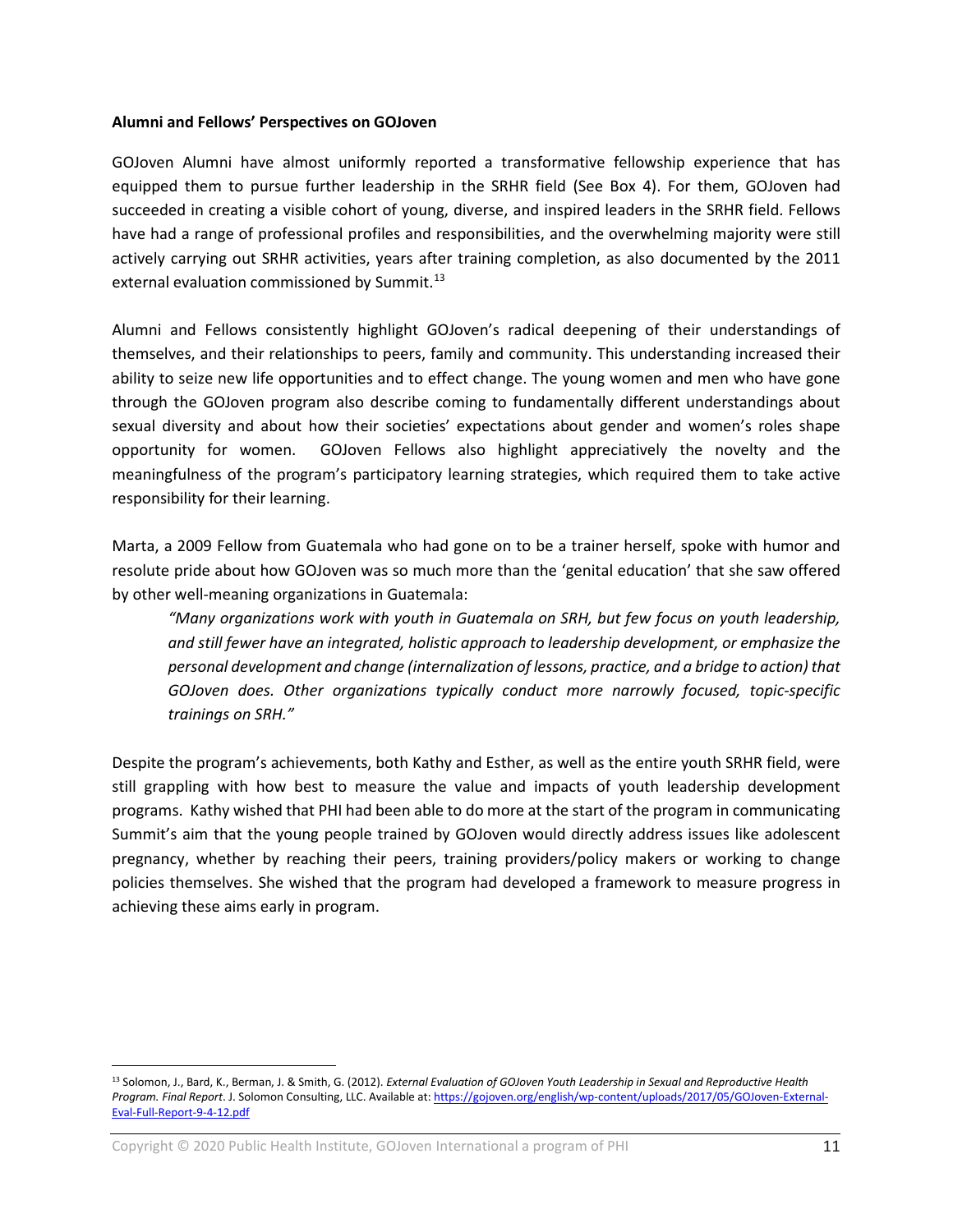**Alumni and Fellows' Perspectives on GOJoven**

GOJoven Alumni have almost uniformly reported a transformative fellowship experience that has equipped them to pursue further leadership in the SRHR field (See Box 4). For them, GOJoven had succeeded in creating a visible cohort of young, diverse, and inspired leaders in the SRHR field. Fellows have had a range of professional profiles and responsibilities, and the overwhelming majority were still actively carrying out SRHR activities, years after training completion, as also documented by the 2011 external evaluation commissioned by Summit.[13]

Alumni and Fellows consistently highlight GOJoven's radical deepening of their understandings of themselves, and their relationships to peers, family and community. This understanding increased their ability to seize new life opportunities and to effect change. The young women and men who have gone through the GOJoven program also describe coming to fundamentally different understandings about sexual diversity and about how their societies' expectations about gender and women's roles shape opportunity for women. GOJoven Fellows also highlight appreciatively the novelty and the meaningfulness of the program's participatory learning strategies, which required them to take active responsibility for their learning.

Marta, a 2009 Fellow from Guatemala who had gone on to be a trainer herself, spoke with humor and resolute pride about how GOJoven was so much more than the 'genital education' that she saw offered by other well-meaning organizations in Guatemala:

> *"Many organizations work with youth in Guatemala on SRH, but few focus on youth leadership, and still fewer have an integrated, holistic approach to leadership development, or emphasize the personal development and change (internalization of lessons, practice, and a bridge to action) that GOJoven does. Other organizations typically conduct more narrowly focused, topic-specific trainings on SRH."*

Despite the program's achievements, both Kathy and Esther, as well as the entire youth SRHR field, were still grappling with how best to measure the value and impacts of youth leadership development programs. Kathy wished that PHI had been able to do more at the start of the program in communicating Summit's aim that the young people trained by GOJoven would directly address issues like adolescent pregnancy, whether by reaching their peers, training providers/policy makers or working to change policies themselves. She wished that the program had developed a framework to measure progress in achieving these aims early in program.

---

[13] Solomon, J., Bard, K., Berman, J. & Smith, G. (2012). *External Evaluation of GOJoven Youth Leadership in Sexual and Reproductive Health Program. Final Report*. J. Solomon Consulting, LLC. Available at: https://gojoven.org/english/wp-content/uploads/2017/05/GOJoven-External-Eval-Full-Report-9-4-12.pdf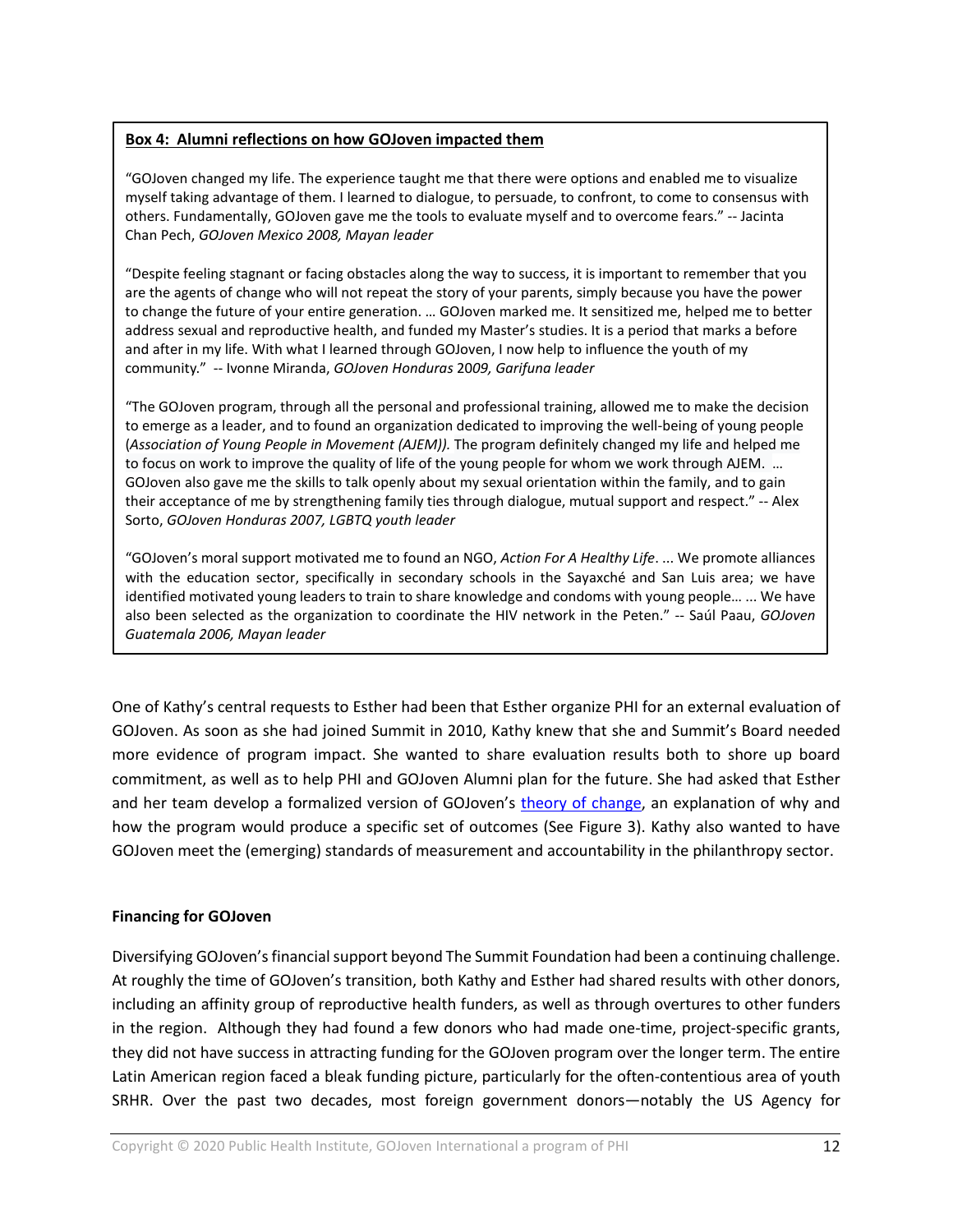**Box 4: Alumni reflections on how GOJoven impacted them**

"GOJoven changed my life. The experience taught me that there were options and enabled me to visualize myself taking advantage of them. I learned to dialogue, to persuade, to confront, to come to consensus with others. Fundamentally, GOJoven gave me the tools to evaluate myself and to overcome fears." -- Jacinta Chan Pech, *GOJoven Mexico 2008, Mayan leader*

"Despite feeling stagnant or facing obstacles along the way to success, it is important to remember that you are the agents of change who will not repeat the story of your parents, simply because you have the power to change the future of your entire generation. … GOJoven marked me. It sensitized me, helped me to better address sexual and reproductive health, and funded my Master's studies. It is a period that marks a before and after in my life. With what I learned through GOJoven, I now help to influence the youth of my community." -- Ivonne Miranda, *GOJoven Honduras* 2*009, Garifuna leader*

"The GOJoven program, through all the personal and professional training, allowed me to make the decision to emerge as a leader, and to found an organization dedicated to improving the well-being of young people (*Association of Young People in Movement (AJEM)).* The program definitely changed my life and helped me to focus on work to improve the quality of life of the young people for whom we work through AJEM. … GOJoven also gave me the skills to talk openly about my sexual orientation within the family, and to gain their acceptance of me by strengthening family ties through dialogue, mutual support and respect." -- Alex Sorto, *GOJoven Honduras 2007, LGBTQ youth leader*

"GOJoven's moral support motivated me to found an NGO, *Action For A Healthy Life*. ... We promote alliances with the education sector, specifically in secondary schools in the Sayaxché and San Luis area; we have identified motivated young leaders to train to share knowledge and condoms with young people… ... We have also been selected as the organization to coordinate the HIV network in the Peten." -- Saúl Paau, *GOJoven Guatemala 2006, Mayan leader*

One of Kathy's central requests to Esther had been that Esther organize PHI for an external evaluation of GOJoven. As soon as she had joined Summit in 2010, Kathy knew that she and Summit's Board needed more evidence of program impact. She wanted to share evaluation results both to shore up board commitment, as well as to help PHI and GOJoven Alumni plan for the future. She had asked that Esther and her team develop a formalized version of GOJoven's theory of change, an explanation of why and how the program would produce a specific set of outcomes (See Figure 3). Kathy also wanted to have GOJoven meet the (emerging) standards of measurement and accountability in the philanthropy sector.

**Financing for GOJoven**

Diversifying GOJoven's financial support beyond The Summit Foundation had been a continuing challenge. At roughly the time of GOJoven's transition, both Kathy and Esther had shared results with other donors, including an affinity group of reproductive health funders, as well as through overtures to other funders in the region. Although they had found a few donors who had made one-time, project-specific grants, they did not have success in attracting funding for the GOJoven program over the longer term. The entire Latin American region faced a bleak funding picture, particularly for the often-contentious area of youth SRHR. Over the past two decades, most foreign government donors—notably the US Agency for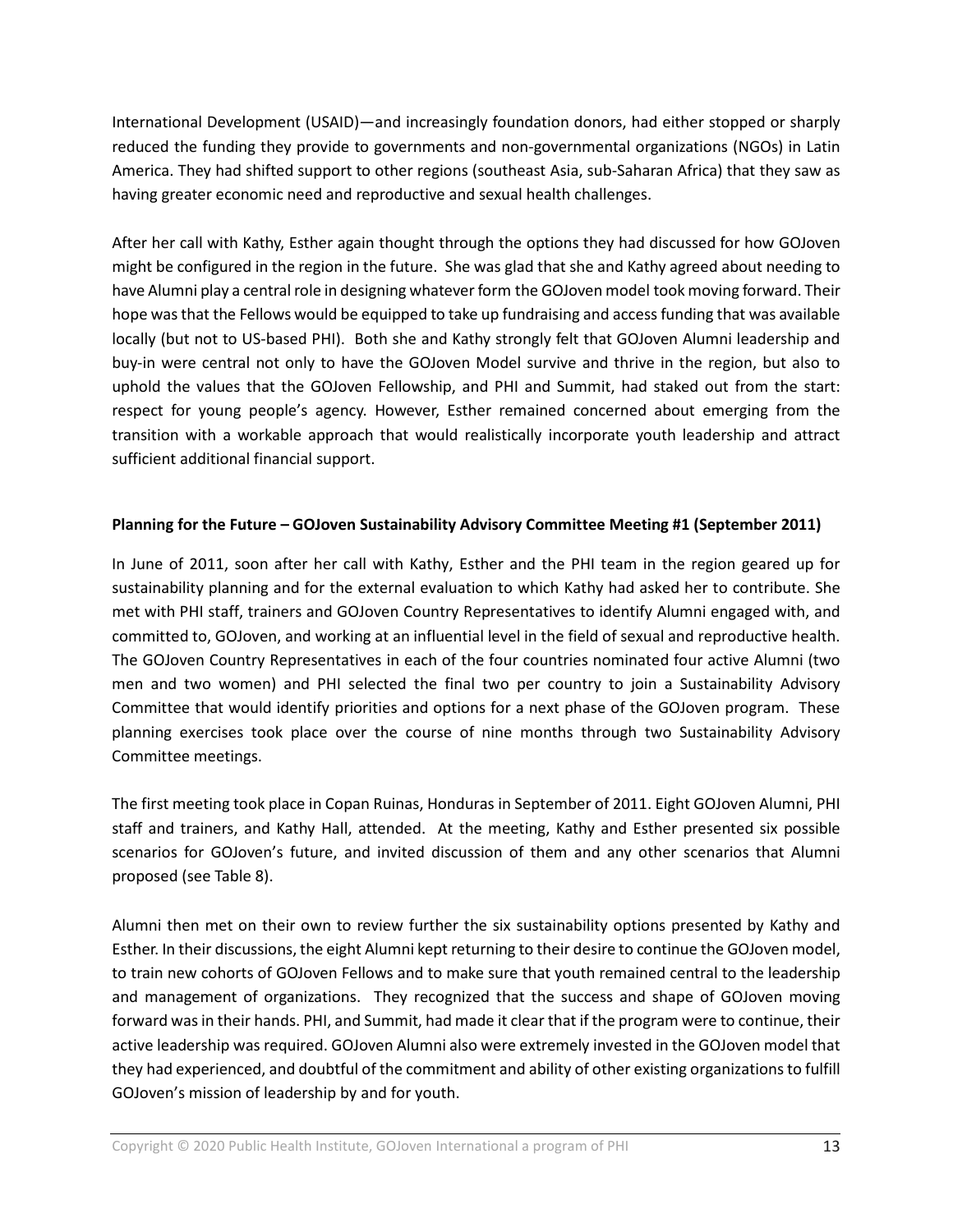International Development (USAID)—and increasingly foundation donors, had either stopped or sharply reduced the funding they provide to governments and non-governmental organizations (NGOs) in Latin America. They had shifted support to other regions (southeast Asia, sub-Saharan Africa) that they saw as having greater economic need and reproductive and sexual health challenges.

After her call with Kathy, Esther again thought through the options they had discussed for how GOJoven might be configured in the region in the future. She was glad that she and Kathy agreed about needing to have Alumni play a central role in designing whatever form the GOJoven model took moving forward. Their hope was that the Fellows would be equipped to take up fundraising and access funding that was available locally (but not to US-based PHI). Both she and Kathy strongly felt that GOJoven Alumni leadership and buy-in were central not only to have the GOJoven Model survive and thrive in the region, but also to uphold the values that the GOJoven Fellowship, and PHI and Summit, had staked out from the start: respect for young people's agency. However, Esther remained concerned about emerging from the transition with a workable approach that would realistically incorporate youth leadership and attract sufficient additional financial support.

**Planning for the Future – GOJoven Sustainability Advisory Committee Meeting #1 (September 2011)**

In June of 2011, soon after her call with Kathy, Esther and the PHI team in the region geared up for sustainability planning and for the external evaluation to which Kathy had asked her to contribute. She met with PHI staff, trainers and GOJoven Country Representatives to identify Alumni engaged with, and committed to, GOJoven, and working at an influential level in the field of sexual and reproductive health. The GOJoven Country Representatives in each of the four countries nominated four active Alumni (two men and two women) and PHI selected the final two per country to join a Sustainability Advisory Committee that would identify priorities and options for a next phase of the GOJoven program. These planning exercises took place over the course of nine months through two Sustainability Advisory Committee meetings.

The first meeting took place in Copan Ruinas, Honduras in September of 2011. Eight GOJoven Alumni, PHI staff and trainers, and Kathy Hall, attended. At the meeting, Kathy and Esther presented six possible scenarios for GOJoven's future, and invited discussion of them and any other scenarios that Alumni proposed (see Table 8).

Alumni then met on their own to review further the six sustainability options presented by Kathy and Esther. In their discussions, the eight Alumni kept returning to their desire to continue the GOJoven model, to train new cohorts of GOJoven Fellows and to make sure that youth remained central to the leadership and management of organizations. They recognized that the success and shape of GOJoven moving forward was in their hands. PHI, and Summit, had made it clear that if the program were to continue, their active leadership was required. GOJoven Alumni also were extremely invested in the GOJoven model that they had experienced, and doubtful of the commitment and ability of other existing organizations to fulfill GOJoven's mission of leadership by and for youth.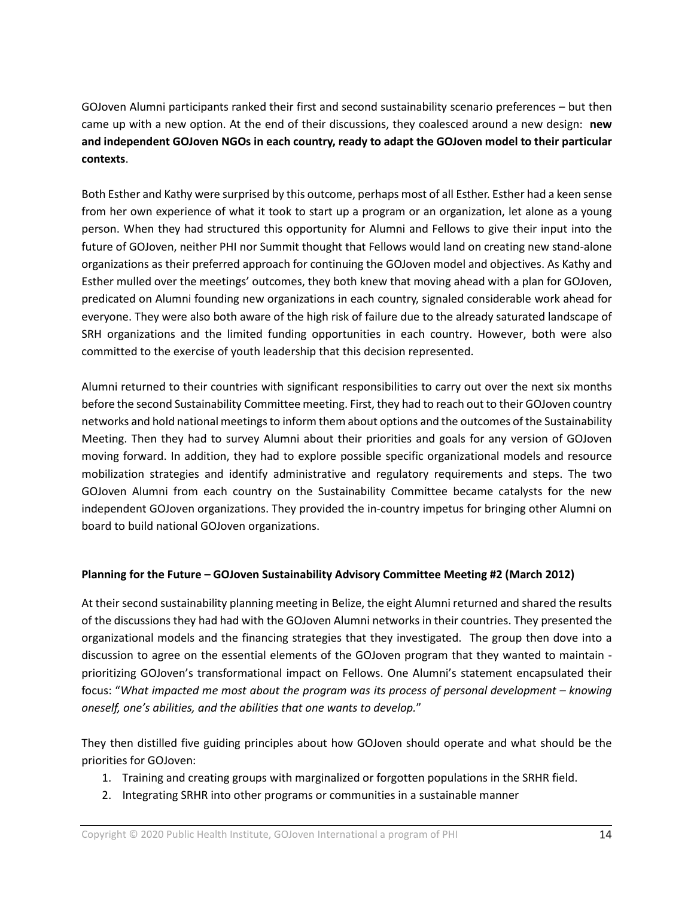GOJoven Alumni participants ranked their first and second sustainability scenario preferences – but then came up with a new option. At the end of their discussions, they coalesced around a new design: **new and independent GOJoven NGOs in each country, ready to adapt the GOJoven model to their particular contexts**.

Both Esther and Kathy were surprised by this outcome, perhaps most of all Esther. Esther had a keen sense from her own experience of what it took to start up a program or an organization, let alone as a young person. When they had structured this opportunity for Alumni and Fellows to give their input into the future of GOJoven, neither PHI nor Summit thought that Fellows would land on creating new stand-alone organizations as their preferred approach for continuing the GOJoven model and objectives. As Kathy and Esther mulled over the meetings' outcomes, they both knew that moving ahead with a plan for GOJoven, predicated on Alumni founding new organizations in each country, signaled considerable work ahead for everyone. They were also both aware of the high risk of failure due to the already saturated landscape of SRH organizations and the limited funding opportunities in each country. However, both were also committed to the exercise of youth leadership that this decision represented.

Alumni returned to their countries with significant responsibilities to carry out over the next six months before the second Sustainability Committee meeting. First, they had to reach out to their GOJoven country networks and hold national meetings to inform them about options and the outcomes of the Sustainability Meeting. Then they had to survey Alumni about their priorities and goals for any version of GOJoven moving forward. In addition, they had to explore possible specific organizational models and resource mobilization strategies and identify administrative and regulatory requirements and steps. The two GOJoven Alumni from each country on the Sustainability Committee became catalysts for the new independent GOJoven organizations. They provided the in-country impetus for bringing other Alumni on board to build national GOJoven organizations.

**Planning for the Future – GOJoven Sustainability Advisory Committee Meeting #2 (March 2012)**

At their second sustainability planning meeting in Belize, the eight Alumni returned and shared the results of the discussions they had had with the GOJoven Alumni networks in their countries. They presented the organizational models and the financing strategies that they investigated. The group then dove into a discussion to agree on the essential elements of the GOJoven program that they wanted to maintain - prioritizing GOJoven's transformational impact on Fellows. One Alumni's statement encapsulated their focus: "*What impacted me most about the program was its process of personal development – knowing oneself, one's abilities, and the abilities that one wants to develop.*"

They then distilled five guiding principles about how GOJoven should operate and what should be the priorities for GOJoven:

1. Training and creating groups with marginalized or forgotten populations in the SRHR field.
2. Integrating SRHR into other programs or communities in a sustainable manner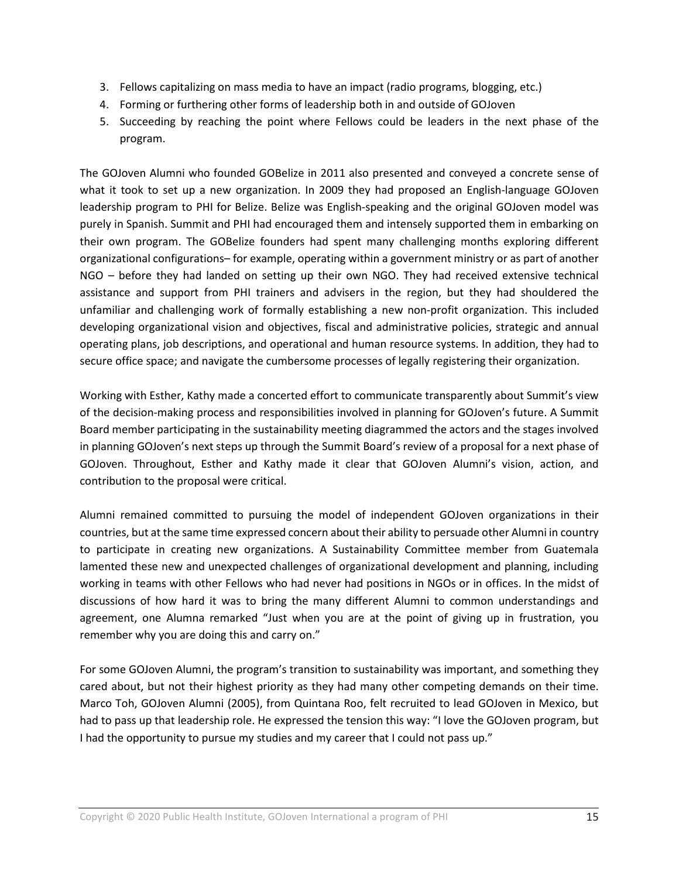3. Fellows capitalizing on mass media to have an impact (radio programs, blogging, etc.)
4. Forming or furthering other forms of leadership both in and outside of GOJoven
5. Succeeding by reaching the point where Fellows could be leaders in the next phase of the program.

The GOJoven Alumni who founded GOBelize in 2011 also presented and conveyed a concrete sense of what it took to set up a new organization. In 2009 they had proposed an English-language GOJoven leadership program to PHI for Belize. Belize was English-speaking and the original GOJoven model was purely in Spanish. Summit and PHI had encouraged them and intensely supported them in embarking on their own program. The GOBelize founders had spent many challenging months exploring different organizational configurations– for example, operating within a government ministry or as part of another NGO – before they had landed on setting up their own NGO. They had received extensive technical assistance and support from PHI trainers and advisers in the region, but they had shouldered the unfamiliar and challenging work of formally establishing a new non-profit organization. This included developing organizational vision and objectives, fiscal and administrative policies, strategic and annual operating plans, job descriptions, and operational and human resource systems. In addition, they had to secure office space; and navigate the cumbersome processes of legally registering their organization.

Working with Esther, Kathy made a concerted effort to communicate transparently about Summit's view of the decision-making process and responsibilities involved in planning for GOJoven's future. A Summit Board member participating in the sustainability meeting diagrammed the actors and the stages involved in planning GOJoven's next steps up through the Summit Board's review of a proposal for a next phase of GOJoven. Throughout, Esther and Kathy made it clear that GOJoven Alumni's vision, action, and contribution to the proposal were critical.

Alumni remained committed to pursuing the model of independent GOJoven organizations in their countries, but at the same time expressed concern about their ability to persuade other Alumni in country to participate in creating new organizations. A Sustainability Committee member from Guatemala lamented these new and unexpected challenges of organizational development and planning, including working in teams with other Fellows who had never had positions in NGOs or in offices. In the midst of discussions of how hard it was to bring the many different Alumni to common understandings and agreement, one Alumna remarked "Just when you are at the point of giving up in frustration, you remember why you are doing this and carry on."

For some GOJoven Alumni, the program's transition to sustainability was important, and something they cared about, but not their highest priority as they had many other competing demands on their time. Marco Toh, GOJoven Alumni (2005), from Quintana Roo, felt recruited to lead GOJoven in Mexico, but had to pass up that leadership role. He expressed the tension this way: "I love the GOJoven program, but I had the opportunity to pursue my studies and my career that I could not pass up."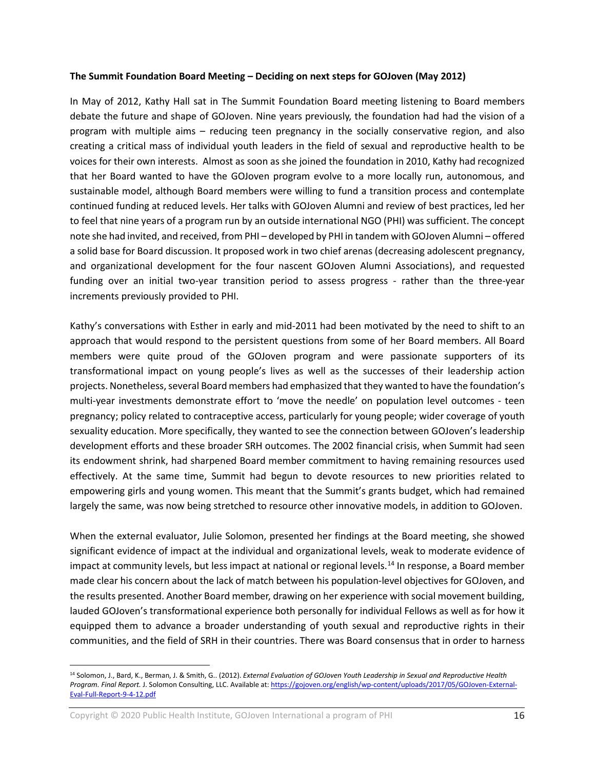**The Summit Foundation Board Meeting – Deciding on next steps for GOJoven (May 2012)**

In May of 2012, Kathy Hall sat in The Summit Foundation Board meeting listening to Board members debate the future and shape of GOJoven. Nine years previously, the foundation had had the vision of a program with multiple aims – reducing teen pregnancy in the socially conservative region, and also creating a critical mass of individual youth leaders in the field of sexual and reproductive health to be voices for their own interests. Almost as soon as she joined the foundation in 2010, Kathy had recognized that her Board wanted to have the GOJoven program evolve to a more locally run, autonomous, and sustainable model, although Board members were willing to fund a transition process and contemplate continued funding at reduced levels. Her talks with GOJoven Alumni and review of best practices, led her to feel that nine years of a program run by an outside international NGO (PHI) was sufficient. The concept note she had invited, and received, from PHI – developed by PHI in tandem with GOJoven Alumni – offered a solid base for Board discussion. It proposed work in two chief arenas (decreasing adolescent pregnancy, and organizational development for the four nascent GOJoven Alumni Associations), and requested funding over an initial two-year transition period to assess progress - rather than the three-year increments previously provided to PHI.

Kathy's conversations with Esther in early and mid-2011 had been motivated by the need to shift to an approach that would respond to the persistent questions from some of her Board members. All Board members were quite proud of the GOJoven program and were passionate supporters of its transformational impact on young people's lives as well as the successes of their leadership action projects. Nonetheless, several Board members had emphasized that they wanted to have the foundation's multi-year investments demonstrate effort to 'move the needle' on population level outcomes - teen pregnancy; policy related to contraceptive access, particularly for young people; wider coverage of youth sexuality education. More specifically, they wanted to see the connection between GOJoven's leadership development efforts and these broader SRH outcomes. The 2002 financial crisis, when Summit had seen its endowment shrink, had sharpened Board member commitment to having remaining resources used effectively. At the same time, Summit had begun to devote resources to new priorities related to empowering girls and young women. This meant that the Summit's grants budget, which had remained largely the same, was now being stretched to resource other innovative models, in addition to GOJoven.

When the external evaluator, Julie Solomon, presented her findings at the Board meeting, she showed significant evidence of impact at the individual and organizational levels, weak to moderate evidence of impact at community levels, but less impact at national or regional levels.[14] In response, a Board member made clear his concern about the lack of match between his population-level objectives for GOJoven, and the results presented. Another Board member, drawing on her experience with social movement building, lauded GOJoven's transformational experience both personally for individual Fellows as well as for how it equipped them to advance a broader understanding of youth sexual and reproductive rights in their communities, and the field of SRH in their countries. There was Board consensus that in order to harness

[14] Solomon, J., Bard, K., Berman, J. & Smith, G.. (2012). *External Evaluation of GOJoven Youth Leadership in Sexual and Reproductive Health Program. Final Report.* J. Solomon Consulting, LLC. Available at: https://gojoven.org/english/wp-content/uploads/2017/05/GOJoven-External-Eval-Full-Report-9-4-12.pdf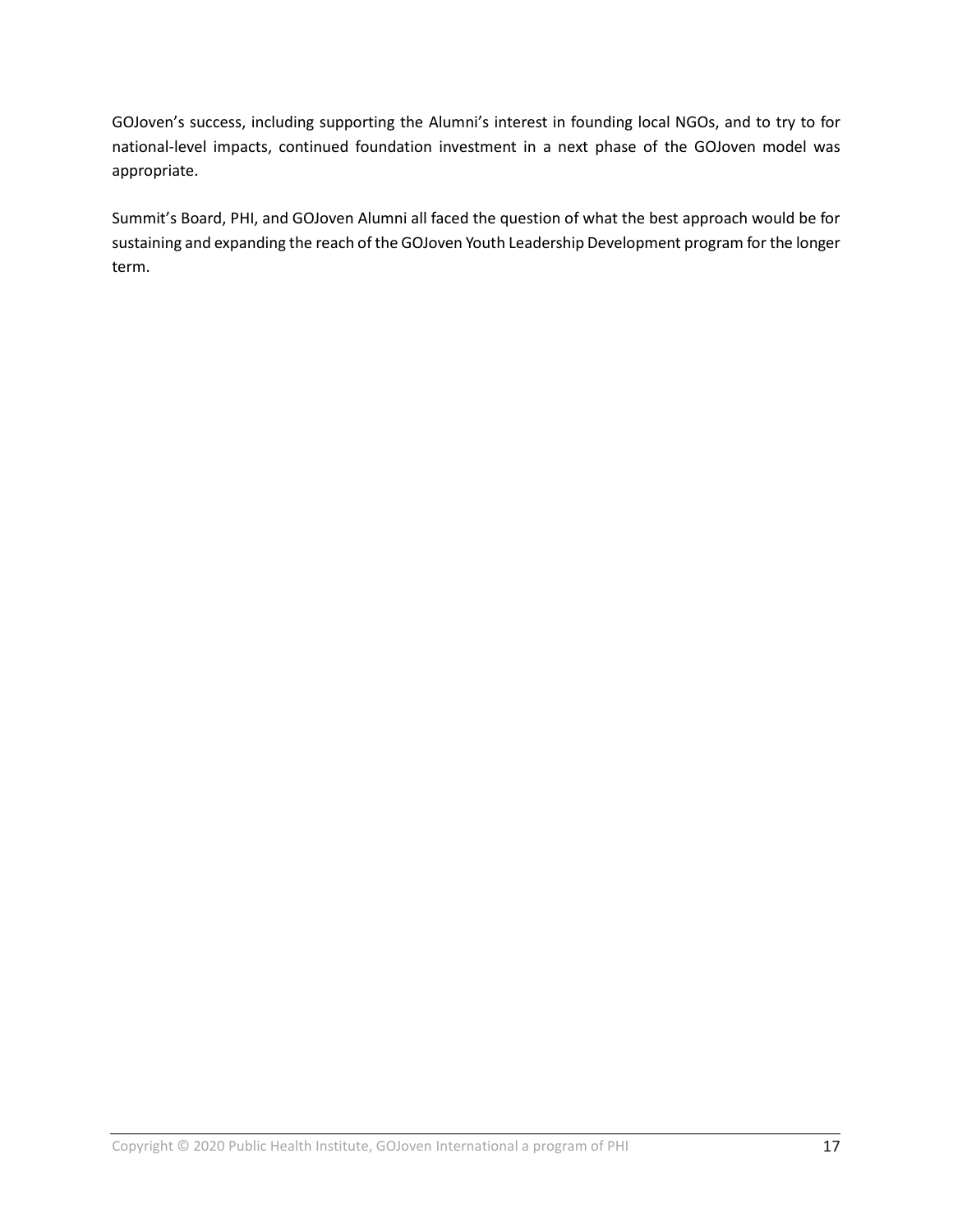GOJoven's success, including supporting the Alumni's interest in founding local NGOs, and to try to for national-level impacts, continued foundation investment in a next phase of the GOJoven model was appropriate.

Summit's Board, PHI, and GOJoven Alumni all faced the question of what the best approach would be for sustaining and expanding the reach of the GOJoven Youth Leadership Development program for the longer term.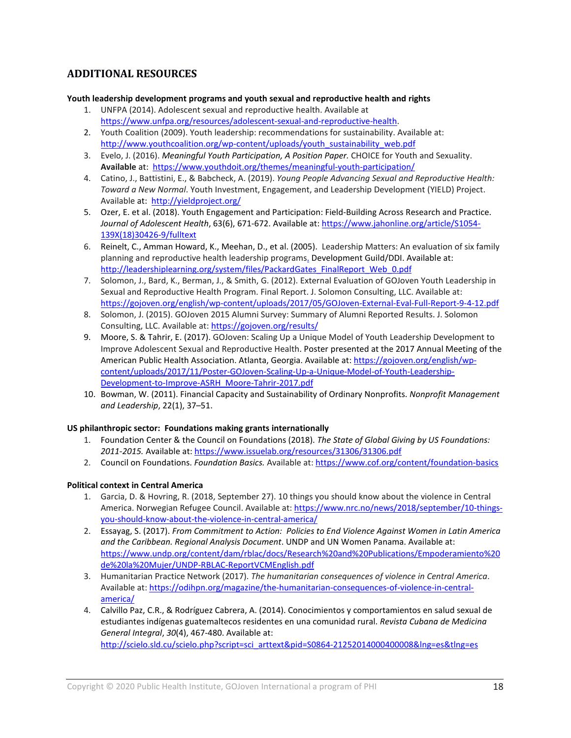## ADDITIONAL RESOURCES

**Youth leadership development programs and youth sexual and reproductive health and rights**

1. UNFPA (2014). Adolescent sexual and reproductive health. Available at https://www.unfpa.org/resources/adolescent-sexual-and-reproductive-health.
2. Youth Coalition (2009). Youth leadership: recommendations for sustainability. Available at: http://www.youthcoalition.org/wp-content/uploads/youth_sustainability_web.pdf
3. Evelo, J. (2016). *Meaningful Youth Participation, A Position Paper.* CHOICE for Youth and Sexuality. **Available** at: https://www.youthdoit.org/themes/meaningful-youth-participation/
4. Catino, J., Battistini, E., & Babcheck, A. (2019). *Young People Advancing Sexual and Reproductive Health: Toward a New Normal*. Youth Investment, Engagement, and Leadership Development (YIELD) Project. Available at: http://yieldproject.org/
5. Ozer, E. et al. (2018). Youth Engagement and Participation: Field-Building Across Research and Practice. *Journal of Adolescent Health*, 63(6), 671-672. Available at: https://www.jahonline.org/article/S1054-139X(18)30426-9/fulltext
6. Reinelt, C., Amman Howard, K., Meehan, D., et al. (2005). Leadership Matters: An evaluation of six family planning and reproductive health leadership programs. Development Guild/DDI. Available at: http://leadershiplearning.org/system/files/PackardGates_FinalReport_Web_0.pdf
7. Solomon, J., Bard, K., Berman, J., & Smith, G. (2012). External Evaluation of GOJoven Youth Leadership in Sexual and Reproductive Health Program. Final Report. J. Solomon Consulting, LLC. Available at: https://gojoven.org/english/wp-content/uploads/2017/05/GOJoven-External-Eval-Full-Report-9-4-12.pdf
8. Solomon, J. (2015). GOJoven 2015 Alumni Survey: Summary of Alumni Reported Results. J. Solomon Consulting, LLC. Available at: https://gojoven.org/results/
9. Moore, S. & Tahrir, E. (2017). GOJoven: Scaling Up a Unique Model of Youth Leadership Development to Improve Adolescent Sexual and Reproductive Health. Poster presented at the 2017 Annual Meeting of the American Public Health Association. Atlanta, Georgia. Available at: https://gojoven.org/english/wp-content/uploads/2017/11/Poster-GOJoven-Scaling-Up-a-Unique-Model-of-Youth-Leadership-Development-to-Improve-ASRH_Moore-Tahrir-2017.pdf
10. Bowman, W. (2011). Financial Capacity and Sustainability of Ordinary Nonprofits. *Nonprofit Management and Leadership*, 22(1), 37–51.

**US philanthropic sector: Foundations making grants internationally**

1. Foundation Center & the Council on Foundations (2018). *The State of Global Giving by US Foundations: 2011-2015.* Available at: https://www.issuelab.org/resources/31306/31306.pdf
2. Council on Foundations. *Foundation Basics.* Available at: https://www.cof.org/content/foundation-basics

**Political context in Central America**

1. Garcia, D. & Hovring, R. (2018, September 27). 10 things you should know about the violence in Central America. Norwegian Refugee Council. Available at: https://www.nrc.no/news/2018/september/10-things-you-should-know-about-the-violence-in-central-america/
2. Essayag, S. (2017). *From Commitment to Action: Policies to End Violence Against Women in Latin America and the Caribbean. Regional Analysis Document*. UNDP and UN Women Panama. Available at: https://www.undp.org/content/dam/rblac/docs/Research%20and%20Publications/Empoderamiento%20de%20la%20Mujer/UNDP-RBLAC-ReportVCMEnglish.pdf
3. Humanitarian Practice Network (2017). *The humanitarian consequences of violence in Central America*. Available at: https://odihpn.org/magazine/the-humanitarian-consequences-of-violence-in-central-america/
4. Calvillo Paz, C.R., & Rodríguez Cabrera, A. (2014). Conocimientos y comportamientos en salud sexual de estudiantes indígenas guatemaltecos residentes en una comunidad rural. *Revista Cubana de Medicina General Integral*, *30*(4), 467-480. Available at: http://scielo.sld.cu/scielo.php?script=sci_arttext&pid=S0864-21252014000400008&lng=es&tlng=es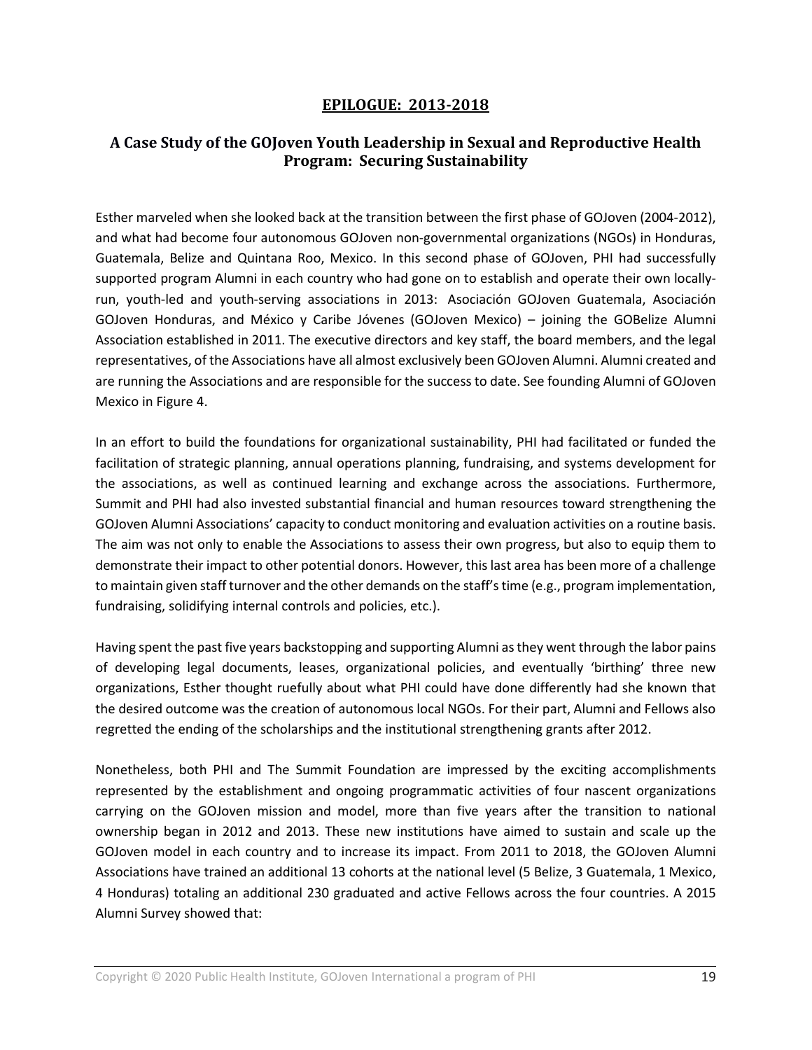## EPILOGUE: 2013-2018

### A Case Study of the GOJoven Youth Leadership in Sexual and Reproductive Health Program: Securing Sustainability

Esther marveled when she looked back at the transition between the first phase of GOJoven (2004-2012), and what had become four autonomous GOJoven non-governmental organizations (NGOs) in Honduras, Guatemala, Belize and Quintana Roo, Mexico. In this second phase of GOJoven, PHI had successfully supported program Alumni in each country who had gone on to establish and operate their own locally-run, youth-led and youth-serving associations in 2013: Asociación GOJoven Guatemala, Asociación GOJoven Honduras, and México y Caribe Jóvenes (GOJoven Mexico) – joining the GOBelize Alumni Association established in 2011. The executive directors and key staff, the board members, and the legal representatives, of the Associations have all almost exclusively been GOJoven Alumni. Alumni created and are running the Associations and are responsible for the success to date. See founding Alumni of GOJoven Mexico in Figure 4.

In an effort to build the foundations for organizational sustainability, PHI had facilitated or funded the facilitation of strategic planning, annual operations planning, fundraising, and systems development for the associations, as well as continued learning and exchange across the associations. Furthermore, Summit and PHI had also invested substantial financial and human resources toward strengthening the GOJoven Alumni Associations' capacity to conduct monitoring and evaluation activities on a routine basis. The aim was not only to enable the Associations to assess their own progress, but also to equip them to demonstrate their impact to other potential donors. However, this last area has been more of a challenge to maintain given staff turnover and the other demands on the staff's time (e.g., program implementation, fundraising, solidifying internal controls and policies, etc.).

Having spent the past five years backstopping and supporting Alumni as they went through the labor pains of developing legal documents, leases, organizational policies, and eventually 'birthing' three new organizations, Esther thought ruefully about what PHI could have done differently had she known that the desired outcome was the creation of autonomous local NGOs. For their part, Alumni and Fellows also regretted the ending of the scholarships and the institutional strengthening grants after 2012.

Nonetheless, both PHI and The Summit Foundation are impressed by the exciting accomplishments represented by the establishment and ongoing programmatic activities of four nascent organizations carrying on the GOJoven mission and model, more than five years after the transition to national ownership began in 2012 and 2013. These new institutions have aimed to sustain and scale up the GOJoven model in each country and to increase its impact. From 2011 to 2018, the GOJoven Alumni Associations have trained an additional 13 cohorts at the national level (5 Belize, 3 Guatemala, 1 Mexico, 4 Honduras) totaling an additional 230 graduated and active Fellows across the four countries. A 2015 Alumni Survey showed that: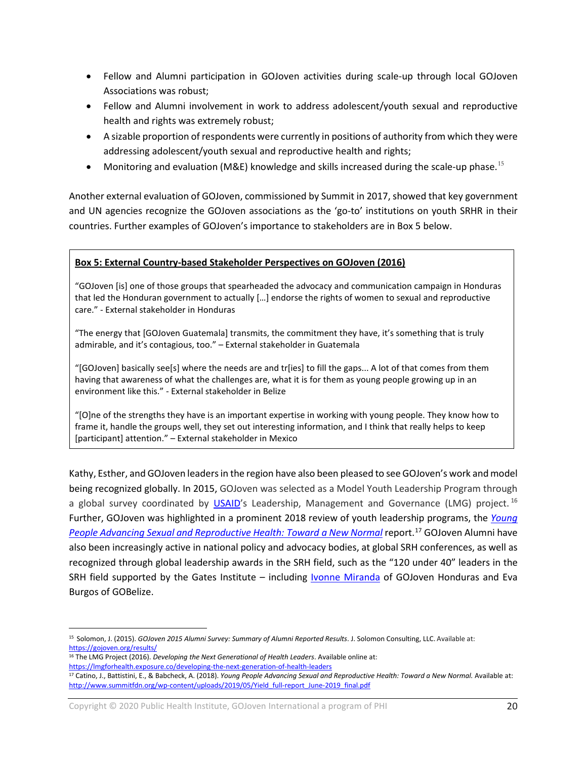- Fellow and Alumni participation in GOJoven activities during scale-up through local GOJoven Associations was robust;
- Fellow and Alumni involvement in work to address adolescent/youth sexual and reproductive health and rights was extremely robust;
- A sizable proportion of respondents were currently in positions of authority from which they were addressing adolescent/youth sexual and reproductive health and rights;
- Monitoring and evaluation (M&E) knowledge and skills increased during the scale-up phase.[15]

Another external evaluation of GOJoven, commissioned by Summit in 2017, showed that key government and UN agencies recognize the GOJoven associations as the 'go-to' institutions on youth SRHR in their countries. Further examples of GOJoven's importance to stakeholders are in Box 5 below.

> **Box 5: External Country-based Stakeholder Perspectives on GOJoven (2016)**
>
> "GOJoven [is] one of those groups that spearheaded the advocacy and communication campaign in Honduras that led the Honduran government to actually […] endorse the rights of women to sexual and reproductive care." - External stakeholder in Honduras
>
> "The energy that [GOJoven Guatemala] transmits, the commitment they have, it's something that is truly admirable, and it's contagious, too." – External stakeholder in Guatemala
>
> "[GOJoven] basically see[s] where the needs are and tr[ies] to fill the gaps... A lot of that comes from them having that awareness of what the challenges are, what it is for them as young people growing up in an environment like this." - External stakeholder in Belize
>
> "[O]ne of the strengths they have is an important expertise in working with young people. They know how to frame it, handle the groups well, they set out interesting information, and I think that really helps to keep [participant] attention." – External stakeholder in Mexico

Kathy, Esther, and GOJoven leaders in the region have also been pleased to see GOJoven's work and model being recognized globally. In 2015, GOJoven was selected as a Model Youth Leadership Program through a global survey coordinated by USAID's Leadership, Management and Governance (LMG) project.[16] Further, GOJoven was highlighted in a prominent 2018 review of youth leadership programs, the *Young People Advancing Sexual and Reproductive Health: Toward a New Normal* report.[17] GOJoven Alumni have also been increasingly active in national policy and advocacy bodies, at global SRH conferences, as well as recognized through global leadership awards in the SRH field, such as the "120 under 40" leaders in the SRH field supported by the Gates Institute – including Ivonne Miranda of GOJoven Honduras and Eva Burgos of GOBelize.

---

[15] Solomon, J. (2015). *GOJoven 2015 Alumni Survey: Summary of Alumni Reported Results*. J. Solomon Consulting, LLC. Available at: https://gojoven.org/results/

[16] The LMG Project (2016). *Developing the Next Generational of Health Leaders*. Available online at: https://lmgforhealth.exposure.co/developing-the-next-generation-of-health-leaders

[17] Catino, J., Battistini, E., & Babcheck, A. (2018). *Young People Advancing Sexual and Reproductive Health: Toward a New Normal.* Available at: http://www.summitfdn.org/wp-content/uploads/2019/05/Yield_full-report_June-2019_final.pdf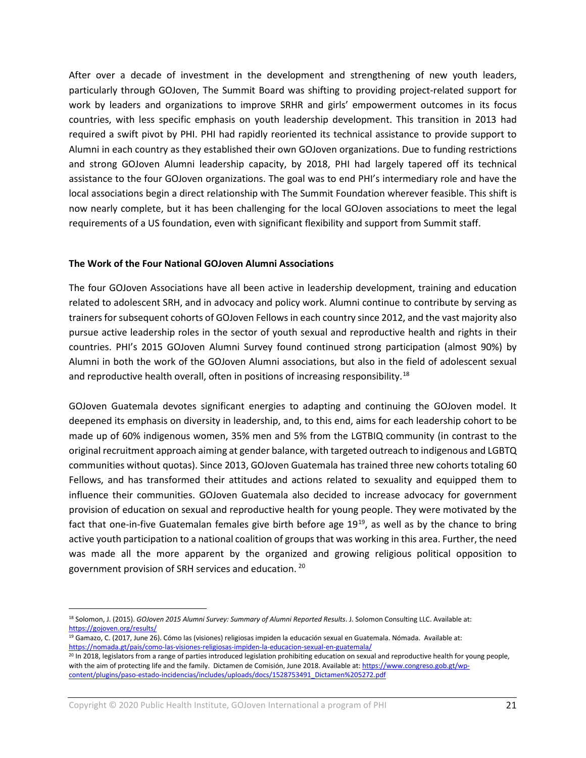After over a decade of investment in the development and strengthening of new youth leaders, particularly through GOJoven, The Summit Board was shifting to providing project-related support for work by leaders and organizations to improve SRHR and girls' empowerment outcomes in its focus countries, with less specific emphasis on youth leadership development. This transition in 2013 had required a swift pivot by PHI. PHI had rapidly reoriented its technical assistance to provide support to Alumni in each country as they established their own GOJoven organizations. Due to funding restrictions and strong GOJoven Alumni leadership capacity, by 2018, PHI had largely tapered off its technical assistance to the four GOJoven organizations. The goal was to end PHI's intermediary role and have the local associations begin a direct relationship with The Summit Foundation wherever feasible. This shift is now nearly complete, but it has been challenging for the local GOJoven associations to meet the legal requirements of a US foundation, even with significant flexibility and support from Summit staff.

**The Work of the Four National GOJoven Alumni Associations**

The four GOJoven Associations have all been active in leadership development, training and education related to adolescent SRH, and in advocacy and policy work. Alumni continue to contribute by serving as trainers for subsequent cohorts of GOJoven Fellows in each country since 2012, and the vast majority also pursue active leadership roles in the sector of youth sexual and reproductive health and rights in their countries. PHI's 2015 GOJoven Alumni Survey found continued strong participation (almost 90%) by Alumni in both the work of the GOJoven Alumni associations, but also in the field of adolescent sexual and reproductive health overall, often in positions of increasing responsibility.[18]

GOJoven Guatemala devotes significant energies to adapting and continuing the GOJoven model. It deepened its emphasis on diversity in leadership, and, to this end, aims for each leadership cohort to be made up of 60% indigenous women, 35% men and 5% from the LGTBIQ community (in contrast to the original recruitment approach aiming at gender balance, with targeted outreach to indigenous and LGBTQ communities without quotas). Since 2013, GOJoven Guatemala has trained three new cohorts totaling 60 Fellows, and has transformed their attitudes and actions related to sexuality and equipped them to influence their communities. GOJoven Guatemala also decided to increase advocacy for government provision of education on sexual and reproductive health for young people. They were motivated by the fact that one-in-five Guatemalan females give birth before age 19[19], as well as by the chance to bring active youth participation to a national coalition of groups that was working in this area. Further, the need was made all the more apparent by the organized and growing religious political opposition to government provision of SRH services and education.[20]

---

[18] Solomon, J. (2015). *GOJoven 2015 Alumni Survey: Summary of Alumni Reported Results*. J. Solomon Consulting LLC. Available at: https://gojoven.org/results/

[19] Gamazo, C. (2017, June 26). Cómo las (visiones) religiosas impiden la educación sexual en Guatemala. Nómada. Available at: https://nomada.gt/pais/como-las-visiones-religiosas-impiden-la-educacion-sexual-en-guatemala/

[20] In 2018, legislators from a range of parties introduced legislation prohibiting education on sexual and reproductive health for young people, with the aim of protecting life and the family. Dictamen de Comisión, June 2018. Available at: https://www.congreso.gob.gt/wp-content/plugins/paso-estado-incidencias/includes/uploads/docs/1528753491_Dictamen%205272.pdf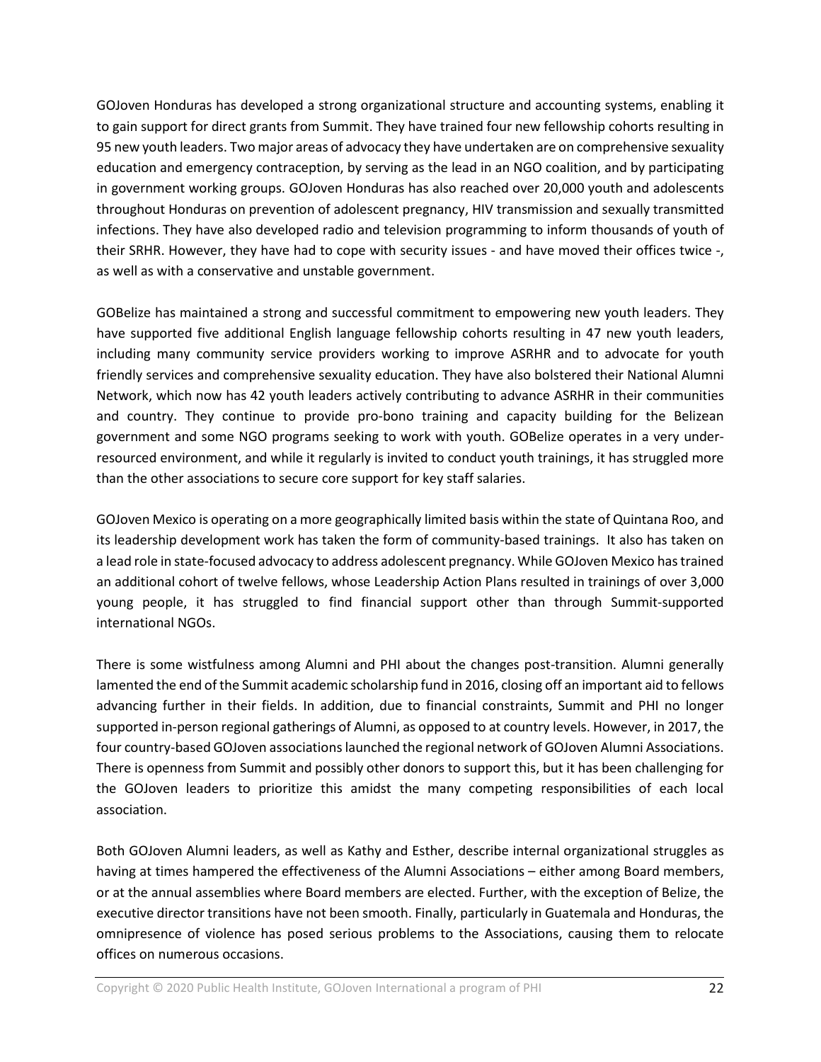GOJoven Honduras has developed a strong organizational structure and accounting systems, enabling it to gain support for direct grants from Summit. They have trained four new fellowship cohorts resulting in 95 new youth leaders. Two major areas of advocacy they have undertaken are on comprehensive sexuality education and emergency contraception, by serving as the lead in an NGO coalition, and by participating in government working groups. GOJoven Honduras has also reached over 20,000 youth and adolescents throughout Honduras on prevention of adolescent pregnancy, HIV transmission and sexually transmitted infections. They have also developed radio and television programming to inform thousands of youth of their SRHR. However, they have had to cope with security issues - and have moved their offices twice -, as well as with a conservative and unstable government.

GOBelize has maintained a strong and successful commitment to empowering new youth leaders. They have supported five additional English language fellowship cohorts resulting in 47 new youth leaders, including many community service providers working to improve ASRHR and to advocate for youth friendly services and comprehensive sexuality education. They have also bolstered their National Alumni Network, which now has 42 youth leaders actively contributing to advance ASRHR in their communities and country. They continue to provide pro-bono training and capacity building for the Belizean government and some NGO programs seeking to work with youth. GOBelize operates in a very under-resourced environment, and while it regularly is invited to conduct youth trainings, it has struggled more than the other associations to secure core support for key staff salaries.

GOJoven Mexico is operating on a more geographically limited basis within the state of Quintana Roo, and its leadership development work has taken the form of community-based trainings. It also has taken on a lead role in state-focused advocacy to address adolescent pregnancy. While GOJoven Mexico has trained an additional cohort of twelve fellows, whose Leadership Action Plans resulted in trainings of over 3,000 young people, it has struggled to find financial support other than through Summit-supported international NGOs.

There is some wistfulness among Alumni and PHI about the changes post-transition. Alumni generally lamented the end of the Summit academic scholarship fund in 2016, closing off an important aid to fellows advancing further in their fields. In addition, due to financial constraints, Summit and PHI no longer supported in-person regional gatherings of Alumni, as opposed to at country levels. However, in 2017, the four country-based GOJoven associations launched the regional network of GOJoven Alumni Associations. There is openness from Summit and possibly other donors to support this, but it has been challenging for the GOJoven leaders to prioritize this amidst the many competing responsibilities of each local association.

Both GOJoven Alumni leaders, as well as Kathy and Esther, describe internal organizational struggles as having at times hampered the effectiveness of the Alumni Associations – either among Board members, or at the annual assemblies where Board members are elected. Further, with the exception of Belize, the executive director transitions have not been smooth. Finally, particularly in Guatemala and Honduras, the omnipresence of violence has posed serious problems to the Associations, causing them to relocate offices on numerous occasions.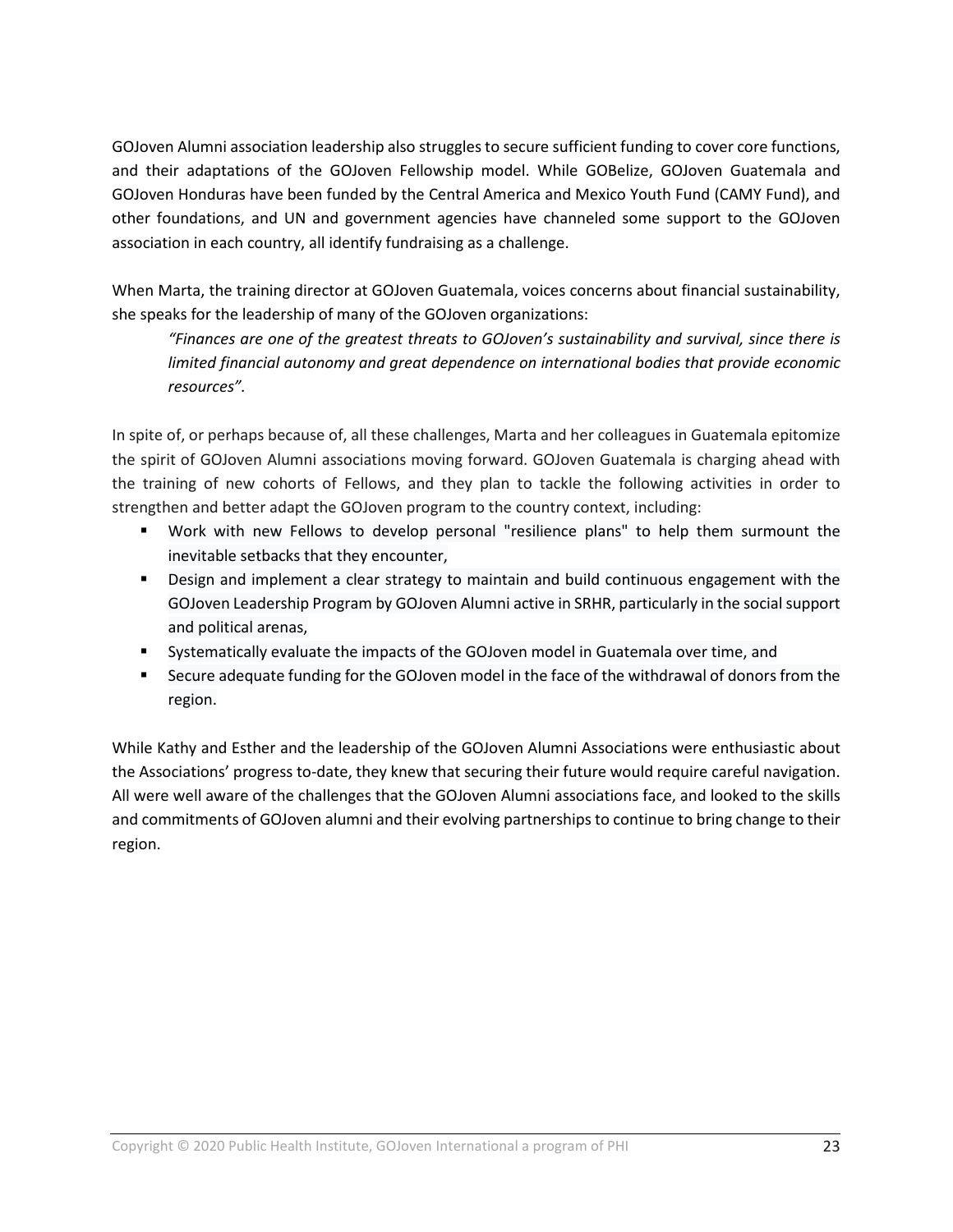GOJoven Alumni association leadership also struggles to secure sufficient funding to cover core functions, and their adaptations of the GOJoven Fellowship model. While GOBelize, GOJoven Guatemala and GOJoven Honduras have been funded by the Central America and Mexico Youth Fund (CAMY Fund), and other foundations, and UN and government agencies have channeled some support to the GOJoven association in each country, all identify fundraising as a challenge.

When Marta, the training director at GOJoven Guatemala, voices concerns about financial sustainability, she speaks for the leadership of many of the GOJoven organizations:

> *"Finances are one of the greatest threats to GOJoven's sustainability and survival, since there is limited financial autonomy and great dependence on international bodies that provide economic resources".*

In spite of, or perhaps because of, all these challenges, Marta and her colleagues in Guatemala epitomize the spirit of GOJoven Alumni associations moving forward. GOJoven Guatemala is charging ahead with the training of new cohorts of Fellows, and they plan to tackle the following activities in order to strengthen and better adapt the GOJoven program to the country context, including:

- Work with new Fellows to develop personal "resilience plans" to help them surmount the inevitable setbacks that they encounter,
- Design and implement a clear strategy to maintain and build continuous engagement with the GOJoven Leadership Program by GOJoven Alumni active in SRHR, particularly in the social support and political arenas,
- Systematically evaluate the impacts of the GOJoven model in Guatemala over time, and
- Secure adequate funding for the GOJoven model in the face of the withdrawal of donors from the region.

While Kathy and Esther and the leadership of the GOJoven Alumni Associations were enthusiastic about the Associations' progress to-date, they knew that securing their future would require careful navigation. All were well aware of the challenges that the GOJoven Alumni associations face, and looked to the skills and commitments of GOJoven alumni and their evolving partnerships to continue to bring change to their region.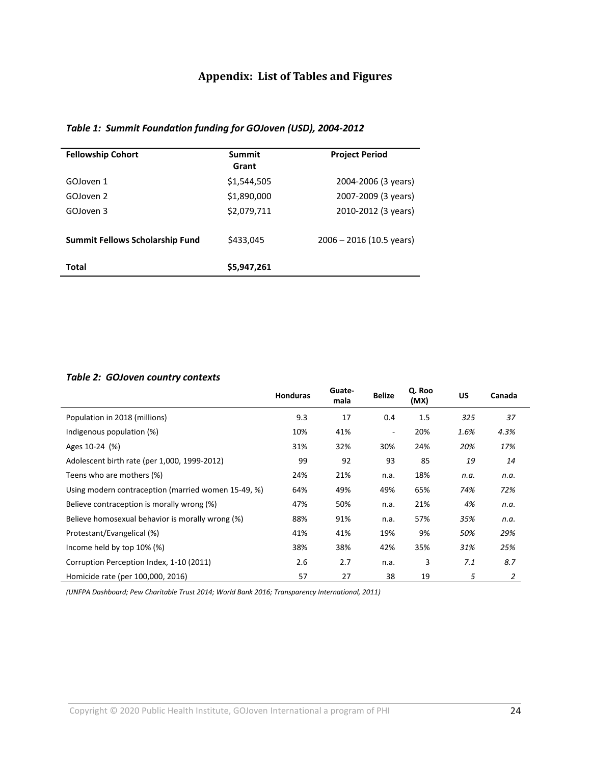# Appendix: List of Tables and Figures

*Table 1: Summit Foundation funding for GOJoven (USD), 2004-2012*

| Fellowship Cohort | Summit Grant | Project Period |
|---|---|---|
| GOJoven 1 | $1,544,505 | 2004-2006 (3 years) |
| GOJoven 2 | $1,890,000 | 2007-2009 (3 years) |
| GOJoven 3 | $2,079,711 | 2010-2012 (3 years) |
| **Summit Fellows Scholarship Fund** | $433,045 | 2006 – 2016 (10.5 years) |
| **Total** | **$5,947,261** | |

*Table 2: GOJoven country contexts*

| | Honduras | Guate-mala | Belize | Q. Roo (MX) | US | Canada |
|---|---|---|---|---|---|---|
| Population in 2018 (millions) | 9.3 | 17 | 0.4 | 1.5 | *325* | *37* |
| Indigenous population (%) | 10% | 41% | - | 20% | *1.6%* | *4.3%* |
| Ages 10-24 (%) | 31% | 32% | 30% | 24% | *20%* | *17%* |
| Adolescent birth rate (per 1,000, 1999-2012) | 99 | 92 | 93 | 85 | *19* | *14* |
| Teens who are mothers (%) | 24% | 21% | n.a. | 18% | *n.a.* | *n.a.* |
| Using modern contraception (married women 15-49, %) | 64% | 49% | 49% | 65% | *74%* | *72%* |
| Believe contraception is morally wrong (%) | 47% | 50% | n.a. | 21% | *4%* | *n.a.* |
| Believe homosexual behavior is morally wrong (%) | 88% | 91% | n.a. | 57% | *35%* | *n.a.* |
| Protestant/Evangelical (%) | 41% | 41% | 19% | 9% | *50%* | *29%* |
| Income held by top 10% (%) | 38% | 38% | 42% | 35% | *31%* | *25%* |
| Corruption Perception Index, 1-10 (2011) | 2.6 | 2.7 | n.a. | 3 | *7.1* | *8.7* |
| Homicide rate (per 100,000, 2016) | 57 | 27 | 38 | 19 | *5* | *2* |

*(UNFPA Dashboard; Pew Charitable Trust 2014; World Bank 2016; Transparency International, 2011)*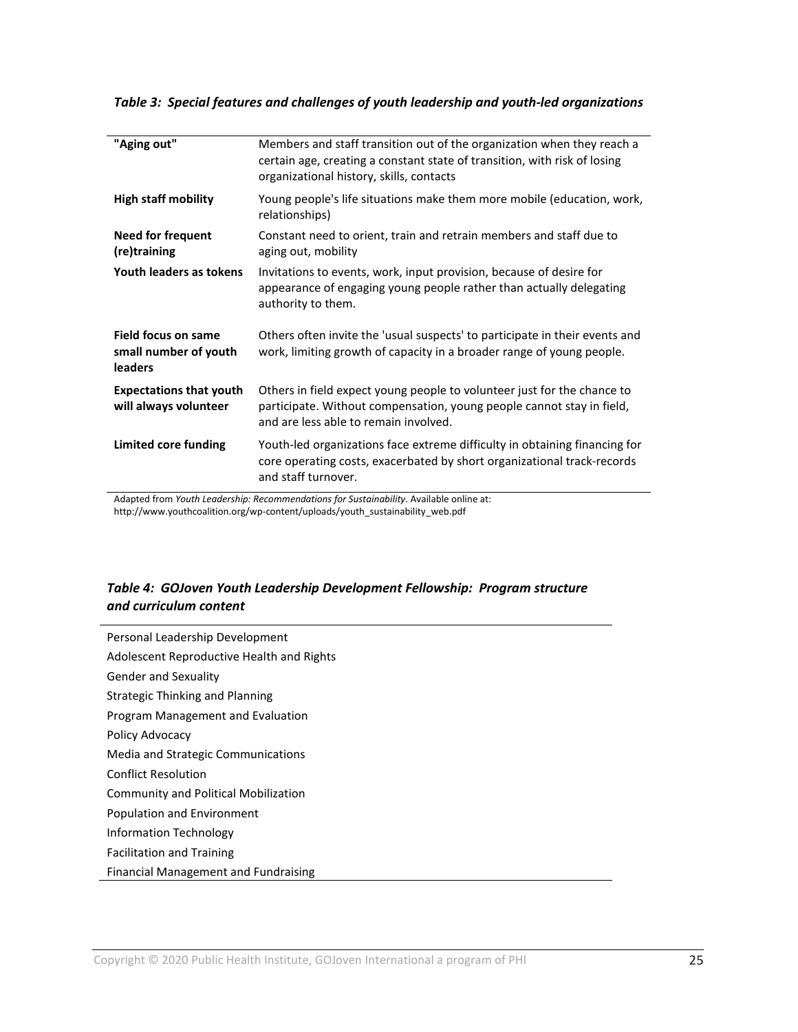*Table 3: Special features and challenges of youth leadership and youth-led organizations*

| | |
|---|---|
| **"Aging out"** | Members and staff transition out of the organization when they reach a certain age, creating a constant state of transition, with risk of losing organizational history, skills, contacts |
| **High staff mobility** | Young people's life situations make them more mobile (education, work, relationships) |
| **Need for frequent (re)training** | Constant need to orient, train and retrain members and staff due to aging out, mobility |
| **Youth leaders as tokens** | Invitations to events, work, input provision, because of desire for appearance of engaging young people rather than actually delegating authority to them. |
| **Field focus on same small number of youth leaders** | Others often invite the 'usual suspects' to participate in their events and work, limiting growth of capacity in a broader range of young people. |
| **Expectations that youth will always volunteer** | Others in field expect young people to volunteer just for the chance to participate. Without compensation, young people cannot stay in field, and are less able to remain involved. |
| **Limited core funding** | Youth-led organizations face extreme difficulty in obtaining financing for core operating costs, exacerbated by short organizational track-records and staff turnover. |

Adapted from *Youth Leadership: Recommendations for Sustainability*. Available online at: http://www.youthcoalition.org/wp-content/uploads/youth_sustainability_web.pdf

*Table 4: GOJoven Youth Leadership Development Fellowship: Program structure and curriculum content*

| |
|---|
| Personal Leadership Development |
| Adolescent Reproductive Health and Rights |
| Gender and Sexuality |
| Strategic Thinking and Planning |
| Program Management and Evaluation |
| Policy Advocacy |
| Media and Strategic Communications |
| Conflict Resolution |
| Community and Political Mobilization |
| Population and Environment |
| Information Technology |
| Facilitation and Training |
| Financial Management and Fundraising |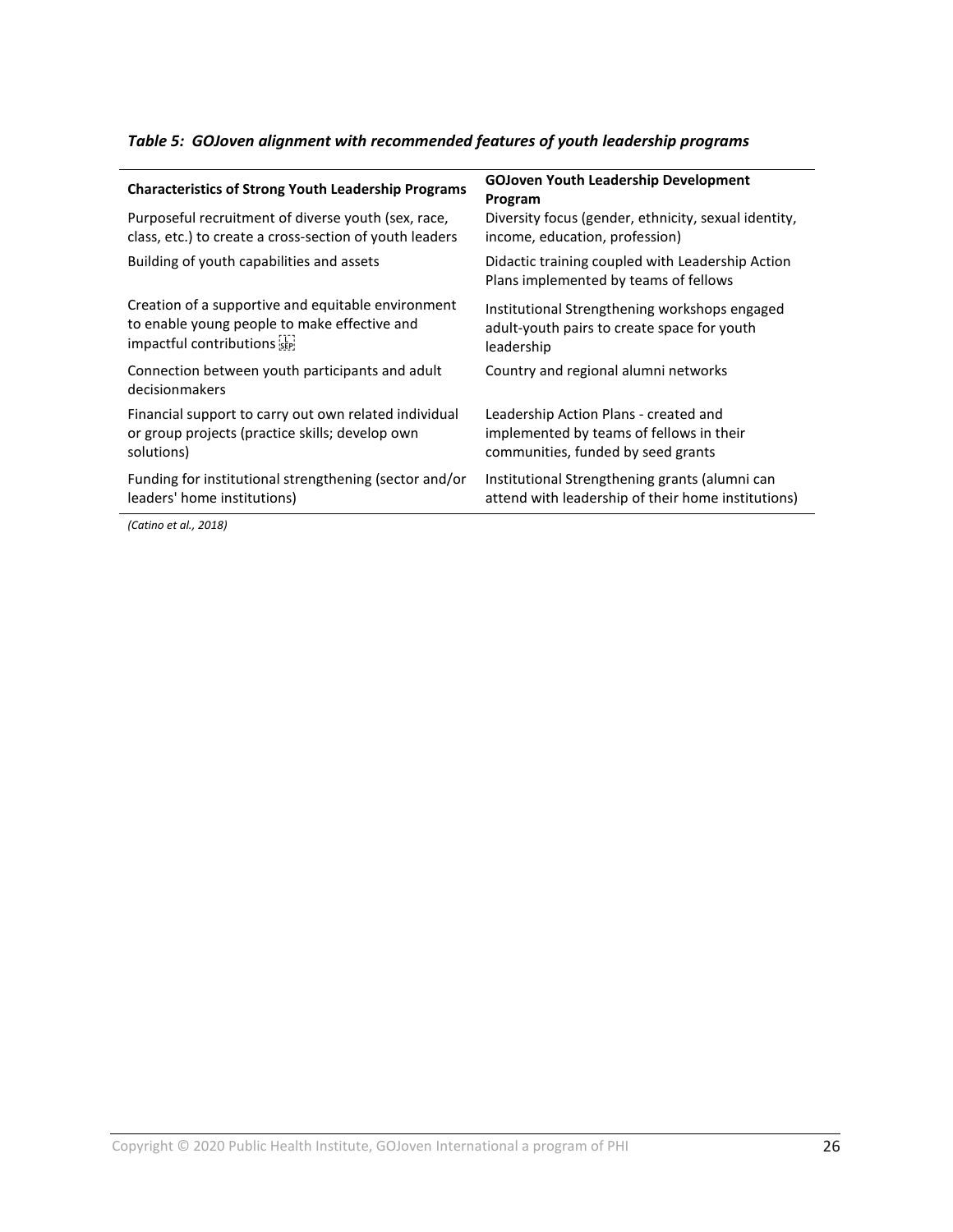*Table 5: GOJoven alignment with recommended features of youth leadership programs*

| Characteristics of Strong Youth Leadership Programs | GOJoven Youth Leadership Development Program |
|---|---|
| Purposeful recruitment of diverse youth (sex, race, class, etc.) to create a cross-section of youth leaders | Diversity focus (gender, ethnicity, sexual identity, income, education, profession) |
| Building of youth capabilities and assets | Didactic training coupled with Leadership Action Plans implemented by teams of fellows |
| Creation of a supportive and equitable environment to enable young people to make effective and impactful contributions | Institutional Strengthening workshops engaged adult-youth pairs to create space for youth leadership |
| Connection between youth participants and adult decisionmakers | Country and regional alumni networks |
| Financial support to carry out own related individual or group projects (practice skills; develop own solutions) | Leadership Action Plans - created and implemented by teams of fellows in their communities, funded by seed grants |
| Funding for institutional strengthening (sector and/or leaders' home institutions) | Institutional Strengthening grants (alumni can attend with leadership of their home institutions) |

*(Catino et al., 2018)*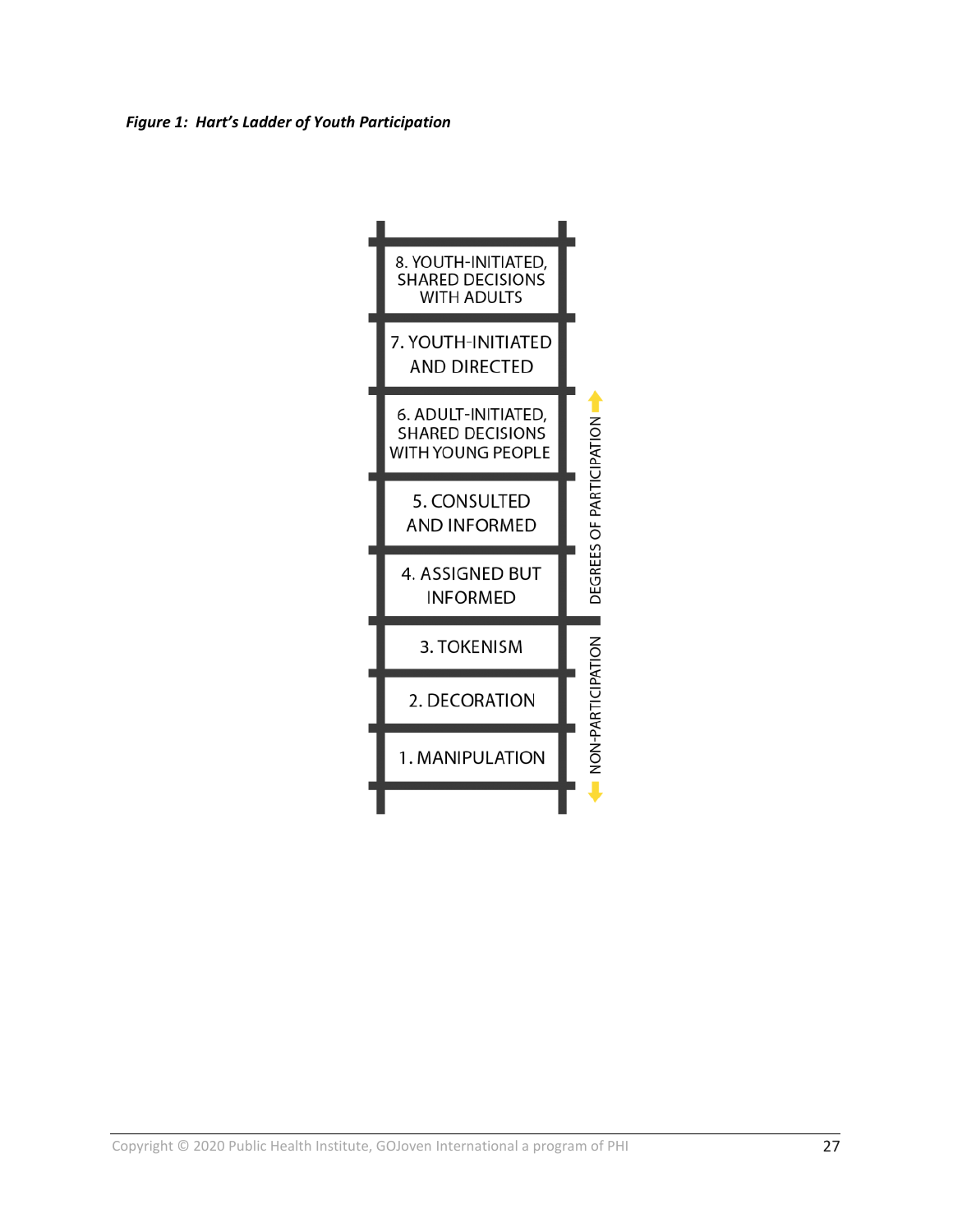***Figure 1: Hart's Ladder of Youth Participation***

8. YOUTH-INITIATED, SHARED DECISIONS WITH ADULTS

7. YOUTH-INITIATED AND DIRECTED

6. ADULT-INITIATED, SHARED DECISIONS WITH YOUNG PEOPLE

5. CONSULTED AND INFORMED

4. ASSIGNED BUT INFORMED

3. TOKENISM

2. DECORATION

1. MANIPULATION

DEGREES OF PARTICIPATION

NON-PARTICIPATION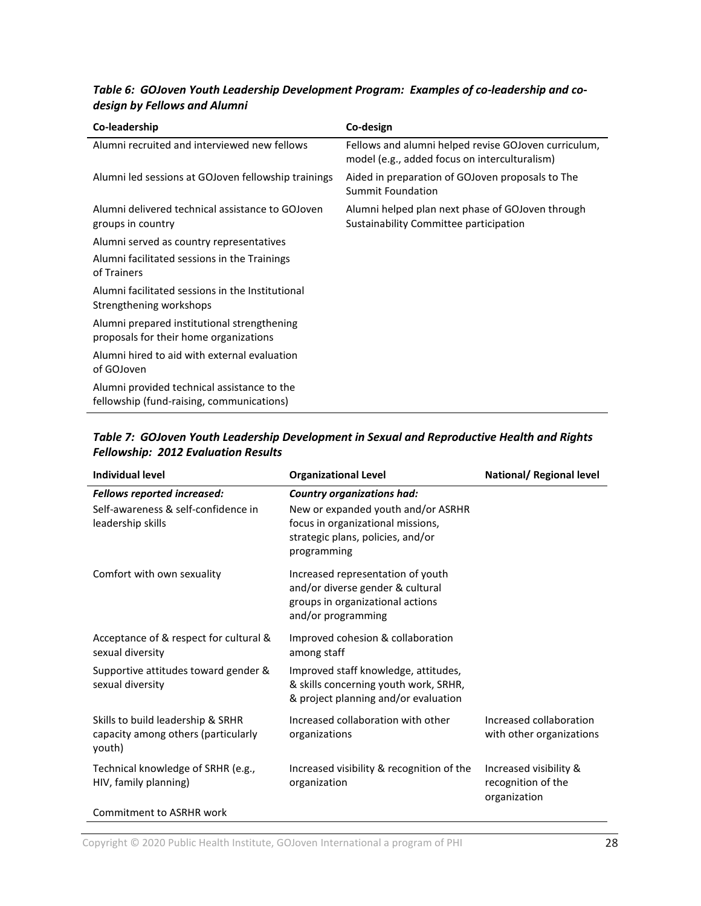***Table 6: GOJoven Youth Leadership Development Program: Examples of co-leadership and co-design by Fellows and Alumni***

| Co-leadership | Co-design |
|---|---|
| Alumni recruited and interviewed new fellows | Fellows and alumni helped revise GOJoven curriculum, model (e.g., added focus on interculturalism) |
| Alumni led sessions at GOJoven fellowship trainings | Aided in preparation of GOJoven proposals to The Summit Foundation |
| Alumni delivered technical assistance to GOJoven groups in country | Alumni helped plan next phase of GOJoven through Sustainability Committee participation |
| Alumni served as country representatives | |
| Alumni facilitated sessions in the Trainings of Trainers | |
| Alumni facilitated sessions in the Institutional Strengthening workshops | |
| Alumni prepared institutional strengthening proposals for their home organizations | |
| Alumni hired to aid with external evaluation of GOJoven | |
| Alumni provided technical assistance to the fellowship (fund-raising, communications) | |

***Table 7: GOJoven Youth Leadership Development in Sexual and Reproductive Health and Rights Fellowship: 2012 Evaluation Results***

| Individual level | Organizational Level | National/ Regional level |
|---|---|---|
| ***Fellows reported increased:*** | ***Country organizations had:*** | |
| Self-awareness & self-confidence in leadership skills | New or expanded youth and/or ASRHR focus in organizational missions, strategic plans, policies, and/or programming | |
| Comfort with own sexuality | Increased representation of youth and/or diverse gender & cultural groups in organizational actions and/or programming | |
| Acceptance of & respect for cultural & sexual diversity | Improved cohesion & collaboration among staff | |
| Supportive attitudes toward gender & sexual diversity | Improved staff knowledge, attitudes, & skills concerning youth work, SRHR, & project planning and/or evaluation | |
| Skills to build leadership & SRHR capacity among others (particularly youth) | Increased collaboration with other organizations | Increased collaboration with other organizations |
| Technical knowledge of SRHR (e.g., HIV, family planning) | Increased visibility & recognition of the organization | Increased visibility & recognition of the organization |
| Commitment to ASRHR work | | |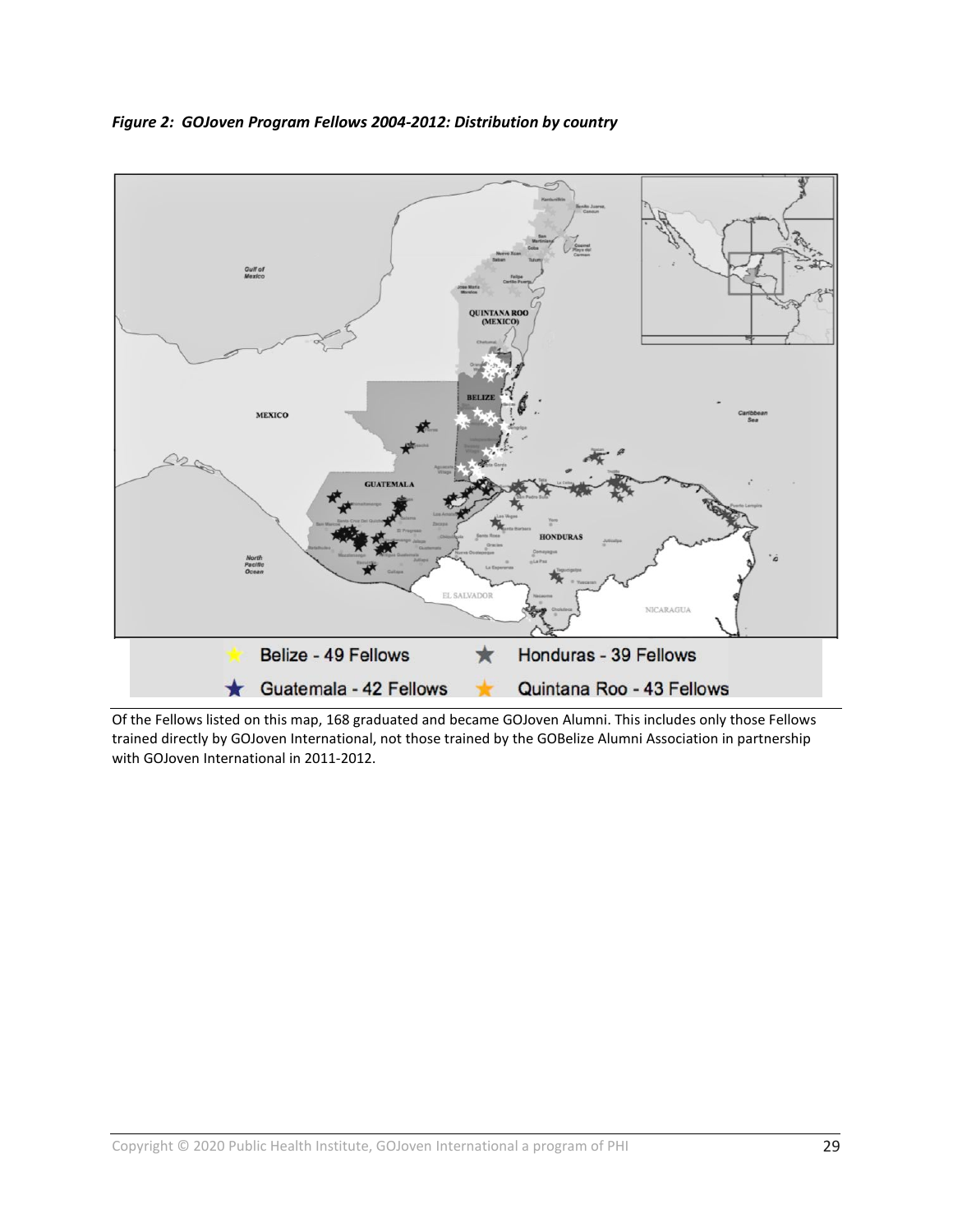*Figure 2: GOJoven Program Fellows 2004-2012: Distribution by country*

Belize - 49 Fellows
Honduras - 39 Fellows
Guatemala - 42 Fellows
Quintana Roo - 43 Fellows

Of the Fellows listed on this map, 168 graduated and became GOJoven Alumni. This includes only those Fellows trained directly by GOJoven International, not those trained by the GOBelize Alumni Association in partnership with GOJoven International in 2011-2012.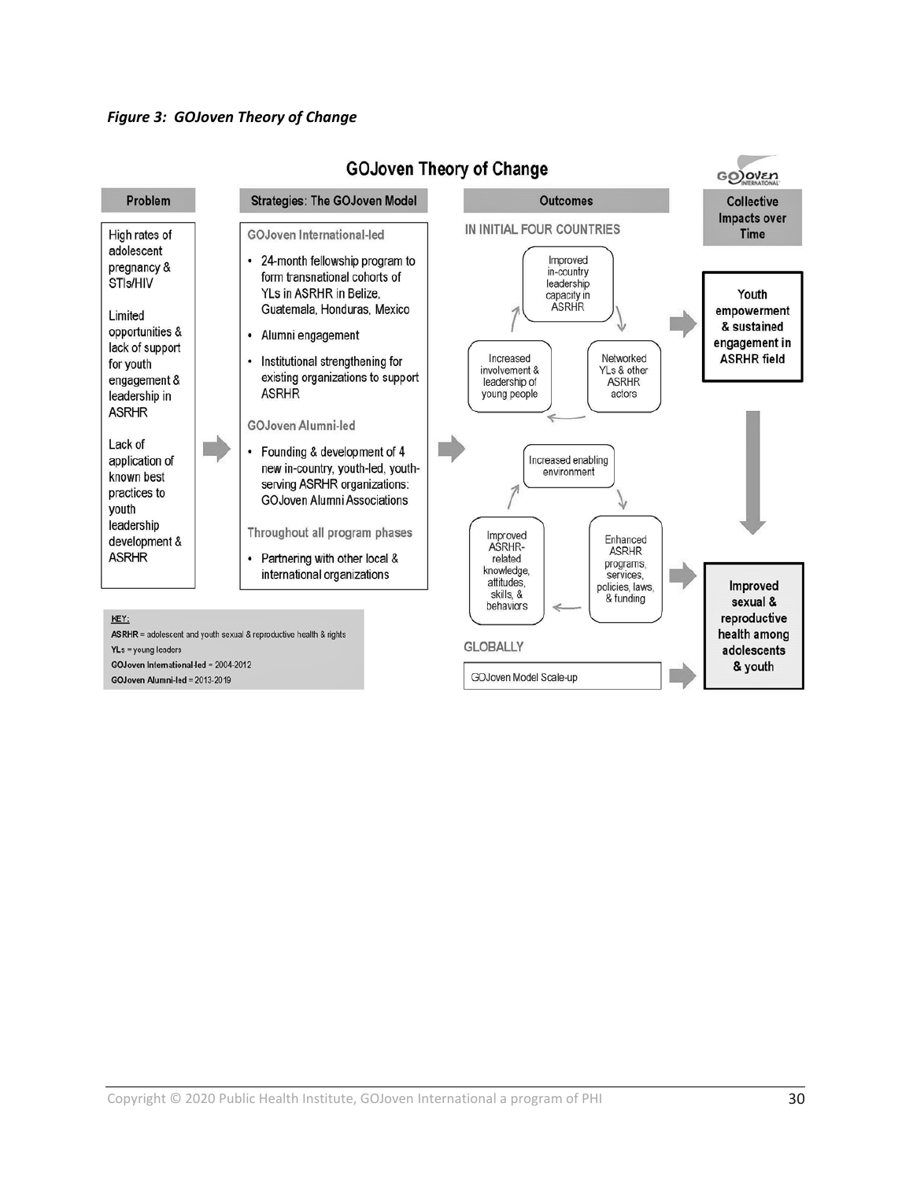***Figure 3: GOJoven Theory of Change***

## GOJoven Theory of Change

**Problem**

High rates of adolescent pregnancy & STIs/HIV

Limited opportunities & lack of support for youth engagement & leadership in ASRHR

Lack of application of known best practices to youth leadership development & ASRHR

**Strategies: The GOJoven Model**

GOJoven International-led

- 24-month fellowship program to form transnational cohorts of YLs in ASRHR in Belize, Guatemala, Honduras, Mexico
- Alumni engagement
- Institutional strengthening for existing organizations to support ASRHR

GOJoven Alumni-led

- Founding & development of 4 new in-country, youth-led, youth-serving ASRHR organizations: GOJoven Alumni Associations

Throughout all program phases

- Partnering with other local & international organizations

**Outcomes**

IN INITIAL FOUR COUNTRIES

- Improved in-country leadership capacity in ASRHR
- Networked YLs & other ASRHR actors
- Increased involvement & leadership of young people
- Increased enabling environment
- Enhanced ASRHR programs, services, policies, laws, & funding
- Improved ASRHR-related knowledge, attitudes, skills, & behaviors

GLOBALLY

- GOJoven Model Scale-up

**Collective Impacts over Time**

**Youth empowerment & sustained engagement in ASRHR field**

**Improved sexual & reproductive health among adolescents & youth**

KEY:

**ASRHR** = adolescent and youth sexual & reproductive health & rights

**YLs** = young leaders

**GOJoven International-led** = 2004-2012

**GOJoven Alumni-led** = 2013-2019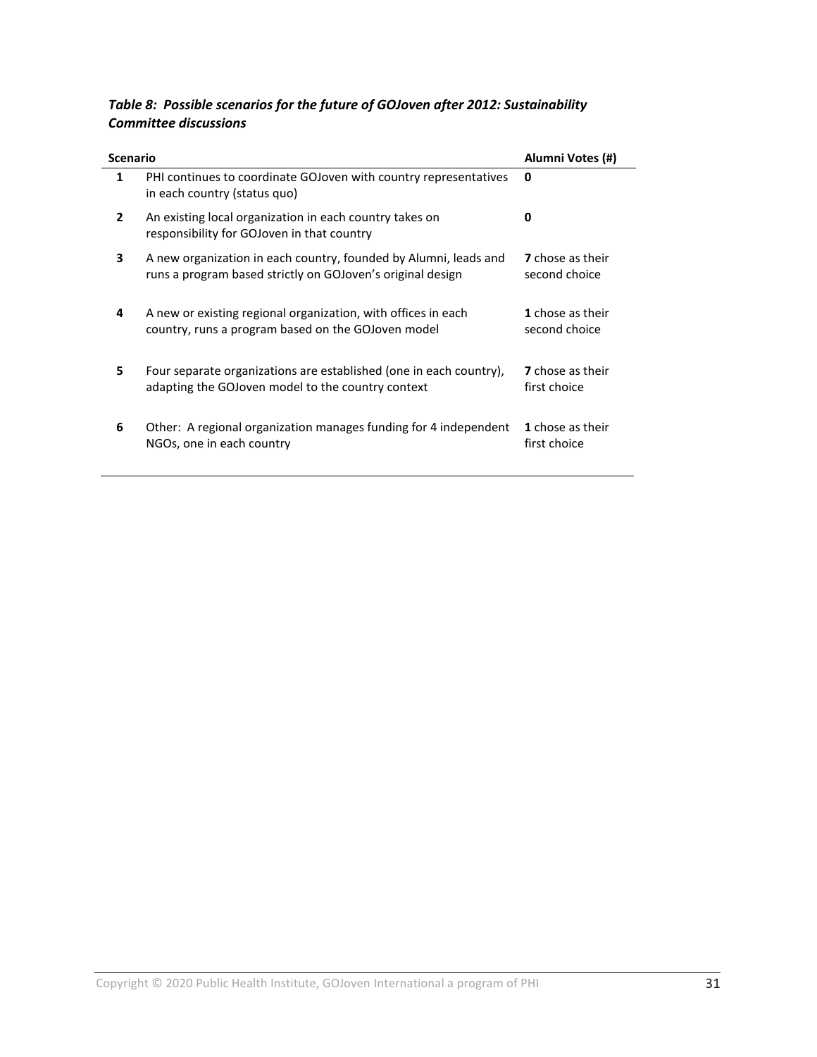*Table 8: Possible scenarios for the future of GOJoven after 2012: Sustainability Committee discussions*

| Scenario | | Alumni Votes (#) |
|---|---|---|
| 1 | PHI continues to coordinate GOJoven with country representatives in each country (status quo) | **0** |
| 2 | An existing local organization in each country takes on responsibility for GOJoven in that country | **0** |
| 3 | A new organization in each country, founded by Alumni, leads and runs a program based strictly on GOJoven's original design | **7** chose as their second choice |
| 4 | A new or existing regional organization, with offices in each country, runs a program based on the GOJoven model | **1** chose as their second choice |
| 5 | Four separate organizations are established (one in each country), adapting the GOJoven model to the country context | **7** chose as their first choice |
| 6 | Other: A regional organization manages funding for 4 independent NGOs, one in each country | **1** chose as their first choice |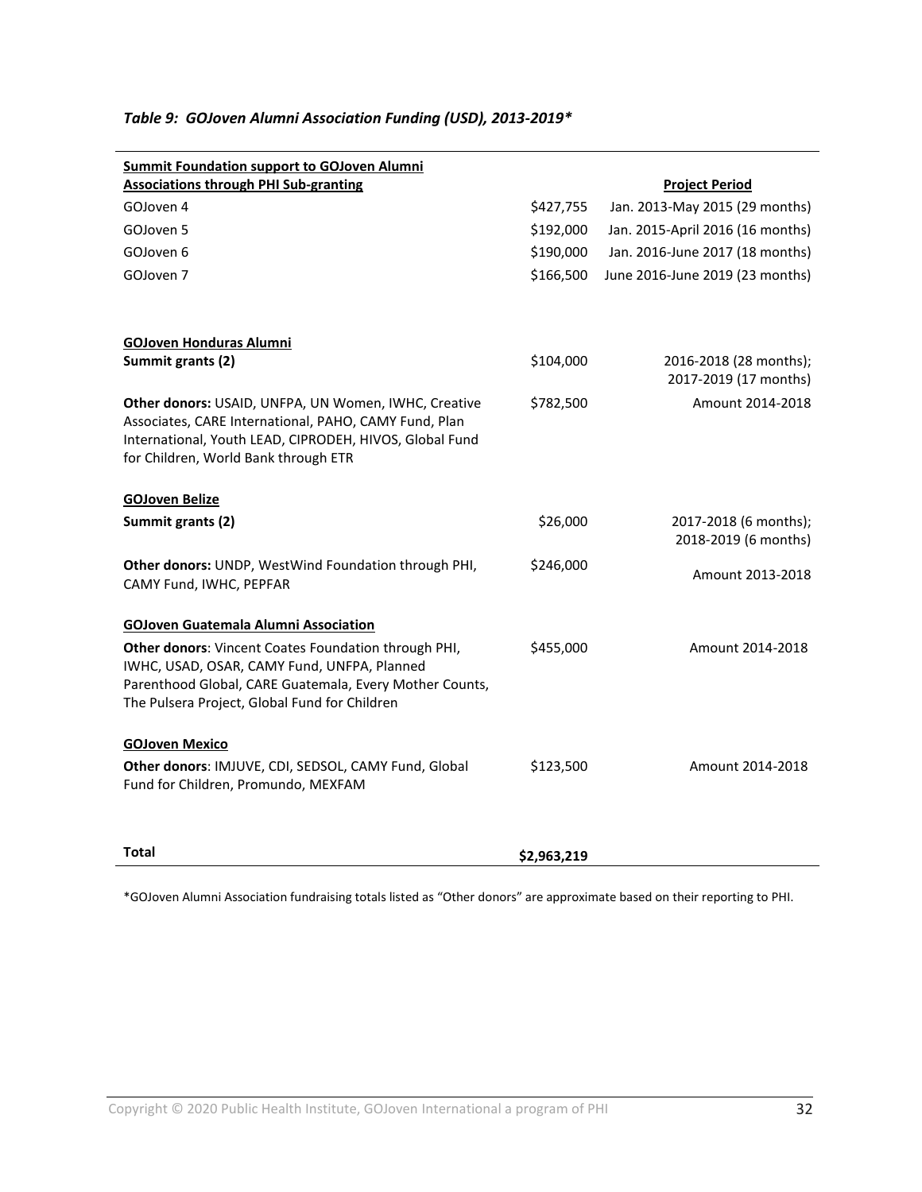*Table 9: GOJoven Alumni Association Funding (USD), 2013-2019**

| Summit Foundation support to GOJoven Alumni Associations through PHI Sub-granting | | Project Period |
|---|---|---|
| GOJoven 4 | $427,755 | Jan. 2013-May 2015 (29 months) |
| GOJoven 5 | $192,000 | Jan. 2015-April 2016 (16 months) |
| GOJoven 6 | $190,000 | Jan. 2016-June 2017 (18 months) |
| GOJoven 7 | $166,500 | June 2016-June 2019 (23 months) |
| **GOJoven Honduras Alumni** | | |
| **Summit grants (2)** | $104,000 | 2016-2018 (28 months); 2017-2019 (17 months) |
| **Other donors:** USAID, UNFPA, UN Women, IWHC, Creative Associates, CARE International, PAHO, CAMY Fund, Plan International, Youth LEAD, CIPRODEH, HIVOS, Global Fund for Children, World Bank through ETR | $782,500 | Amount 2014-2018 |
| **GOJoven Belize** | | |
| **Summit grants (2)** | $26,000 | 2017-2018 (6 months); 2018-2019 (6 months) |
| **Other donors:** UNDP, WestWind Foundation through PHI, CAMY Fund, IWHC, PEPFAR | $246,000 | Amount 2013-2018 |
| **GOJoven Guatemala Alumni Association** | | |
| **Other donors**: Vincent Coates Foundation through PHI, IWHC, USAD, OSAR, CAMY Fund, UNFPA, Planned Parenthood Global, CARE Guatemala, Every Mother Counts, The Pulsera Project, Global Fund for Children | $455,000 | Amount 2014-2018 |
| **GOJoven Mexico** | | |
| **Other donors**: IMJUVE, CDI, SEDSOL, CAMY Fund, Global Fund for Children, Promundo, MEXFAM | $123,500 | Amount 2014-2018 |
| **Total** | **$2,963,219** | |

*GOJoven Alumni Association fundraising totals listed as "Other donors" are approximate based on their reporting to PHI.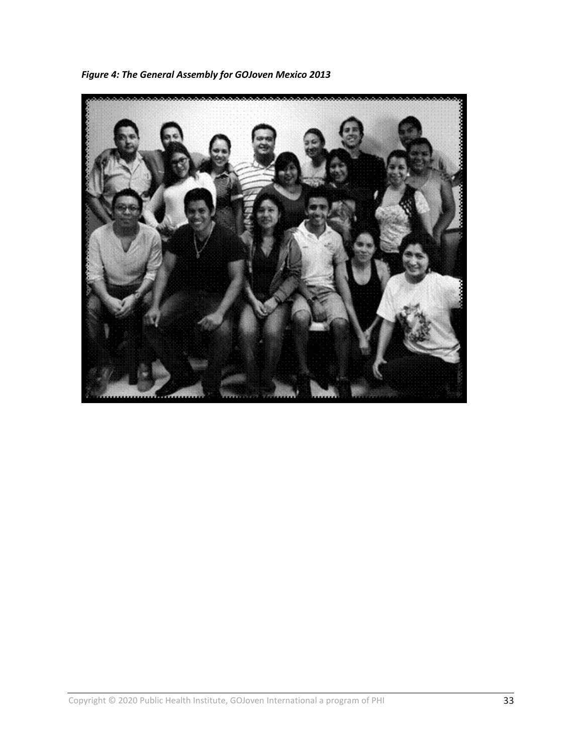*Figure 4: The General Assembly for GOJoven Mexico 2013*